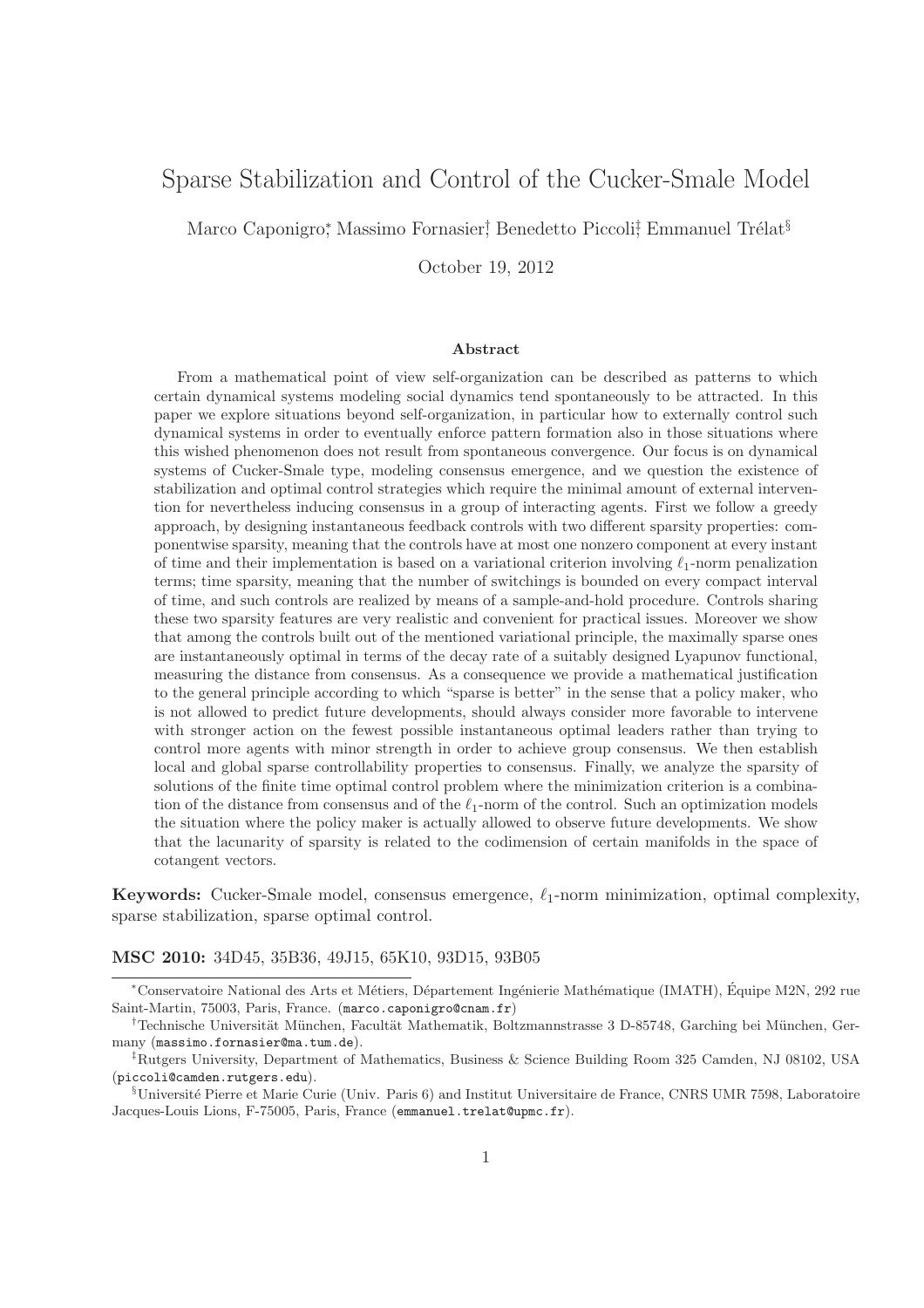# Sparse Stabilization and Control of the Cucker-Smale Model

Marco Caponigro[*], Massimo Fornasier[†], Benedetto Piccoli[‡], Emmanuel Trélat[§]

October 19, 2012

## Abstract

From a mathematical point of view self-organization can be described as patterns to which certain dynamical systems modeling social dynamics tend spontaneously to be attracted. In this paper we explore situations beyond self-organization, in particular how to externally control such dynamical systems in order to eventually enforce pattern formation also in those situations where this wished phenomenon does not result from spontaneous convergence. Our focus is on dynamical systems of Cucker-Smale type, modeling consensus emergence, and we question the existence of stabilization and optimal control strategies which require the minimal amount of external intervention for nevertheless inducing consensus in a group of interacting agents. First we follow a greedy approach, by designing instantaneous feedback controls with two different sparsity properties: componentwise sparsity, meaning that the controls have at most one nonzero component at every instant of time and their implementation is based on a variational criterion involving $\ell_1$-norm penalization terms; time sparsity, meaning that the number of switchings is bounded on every compact interval of time, and such controls are realized by means of a sample-and-hold procedure. Controls sharing these two sparsity features are very realistic and convenient for practical issues. Moreover we show that among the controls built out of the mentioned variational principle, the maximally sparse ones are instantaneously optimal in terms of the decay rate of a suitably designed Lyapunov functional, measuring the distance from consensus. As a consequence we provide a mathematical justification to the general principle according to which "sparse is better" in the sense that a policy maker, who is not allowed to predict future developments, should always consider more favorable to intervene with stronger action on the fewest possible instantaneous optimal leaders rather than trying to control more agents with minor strength in order to achieve group consensus. We then establish local and global sparse controllability properties to consensus. Finally, we analyze the sparsity of solutions of the finite time optimal control problem where the minimization criterion is a combination of the distance from consensus and of the $\ell_1$-norm of the control. Such an optimization models the situation where the policy maker is actually allowed to observe future developments. We show that the lacunarity of sparsity is related to the codimension of certain manifolds in the space of cotangent vectors.

**Keywords:** Cucker-Smale model, consensus emergence, $\ell_1$-norm minimization, optimal complexity, sparse stabilization, sparse optimal control.

**MSC 2010:** 34D45, 35B36, 49J15, 65K10, 93D15, 93B05

---

[*] Conservatoire National des Arts et Métiers, Département Ingénierie Mathématique (IMATH), Équipe M2N, 292 rue Saint-Martin, 75003, Paris, France. (marco.caponigro@cnam.fr)

[†] Technische Universität München, Facultät Mathematik, Boltzmannstrasse 3 D-85748, Garching bei München, Germany (massimo.fornasier@ma.tum.de).

[‡] Rutgers University, Department of Mathematics, Business & Science Building Room 325 Camden, NJ 08102, USA (piccoli@camden.rutgers.edu).

[§] Université Pierre et Marie Curie (Univ. Paris 6) and Institut Universitaire de France, CNRS UMR 7598, Laboratoire Jacques-Louis Lions, F-75005, Paris, France (emmanuel.trelat@upmc.fr).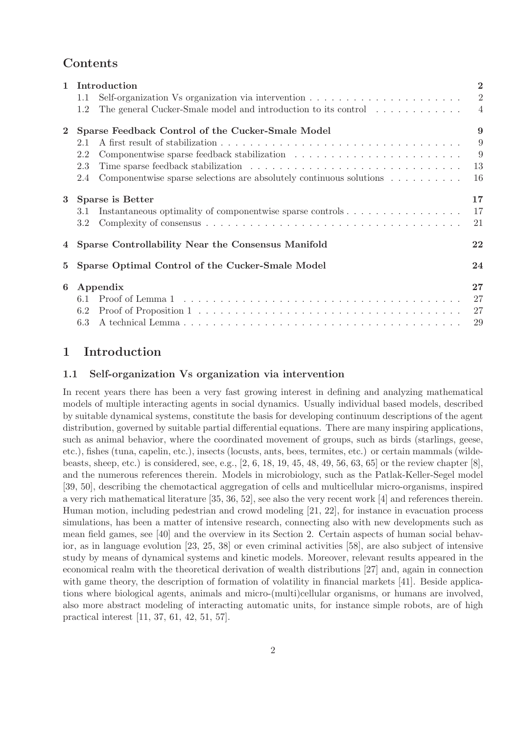## Contents

| | | |
|---|---|---|
| **1** | **Introduction** | **2** |
| | 1.1 Self-organization Vs organization via intervention | 2 |
| | 1.2 The general Cucker-Smale model and introduction to its control | 4 |
| **2** | **Sparse Feedback Control of the Cucker-Smale Model** | **9** |
| | 2.1 A first result of stabilization | 9 |
| | 2.2 Componentwise sparse feedback stabilization | 9 |
| | 2.3 Time sparse feedback stabilization | 13 |
| | 2.4 Componentwise sparse selections are absolutely continuous solutions | 16 |
| **3** | **Sparse is Better** | **17** |
| | 3.1 Instantaneous optimality of componentwise sparse controls | 17 |
| | 3.2 Complexity of consensus | 21 |
| **4** | **Sparse Controllability Near the Consensus Manifold** | **22** |
| **5** | **Sparse Optimal Control of the Cucker-Smale Model** | **24** |
| **6** | **Appendix** | **27** |
| | 6.1 Proof of Lemma 1 | 27 |
| | 6.2 Proof of Proposition 1 | 27 |
| | 6.3 A technical Lemma | 29 |

# 1 Introduction

## 1.1 Self-organization Vs organization via intervention

In recent years there has been a very fast growing interest in defining and analyzing mathematical models of multiple interacting agents in social dynamics. Usually individual based models, described by suitable dynamical systems, constitute the basis for developing continuum descriptions of the agent distribution, governed by suitable partial differential equations. There are many inspiring applications, such as animal behavior, where the coordinated movement of groups, such as birds (starlings, geese, etc.), fishes (tuna, capelin, etc.), insects (locusts, ants, bees, termites, etc.) or certain mammals (wildebeasts, sheep, etc.) is considered, see, e.g., [2, 6, 18, 19, 45, 48, 49, 56, 63, 65] or the review chapter [8], and the numerous references therein. Models in microbiology, such as the Patlak-Keller-Segel model [39, 50], describing the chemotactical aggregation of cells and multicellular micro-organisms, inspired a very rich mathematical literature [35, 36, 52], see also the very recent work [4] and references therein. Human motion, including pedestrian and crowd modeling [21, 22], for instance in evacuation process simulations, has been a matter of intensive research, connecting also with new developments such as mean field games, see [40] and the overview in its Section 2. Certain aspects of human social behavior, as in language evolution [23, 25, 38] or even criminal activities [58], are also subject of intensive study by means of dynamical systems and kinetic models. Moreover, relevant results appeared in the economical realm with the theoretical derivation of wealth distributions [27] and, again in connection with game theory, the description of formation of volatility in financial markets [41]. Beside applications where biological agents, animals and micro-(multi)cellular organisms, or humans are involved, also more abstract modeling of interacting automatic units, for instance simple robots, are of high practical interest [11, 37, 61, 42, 51, 57].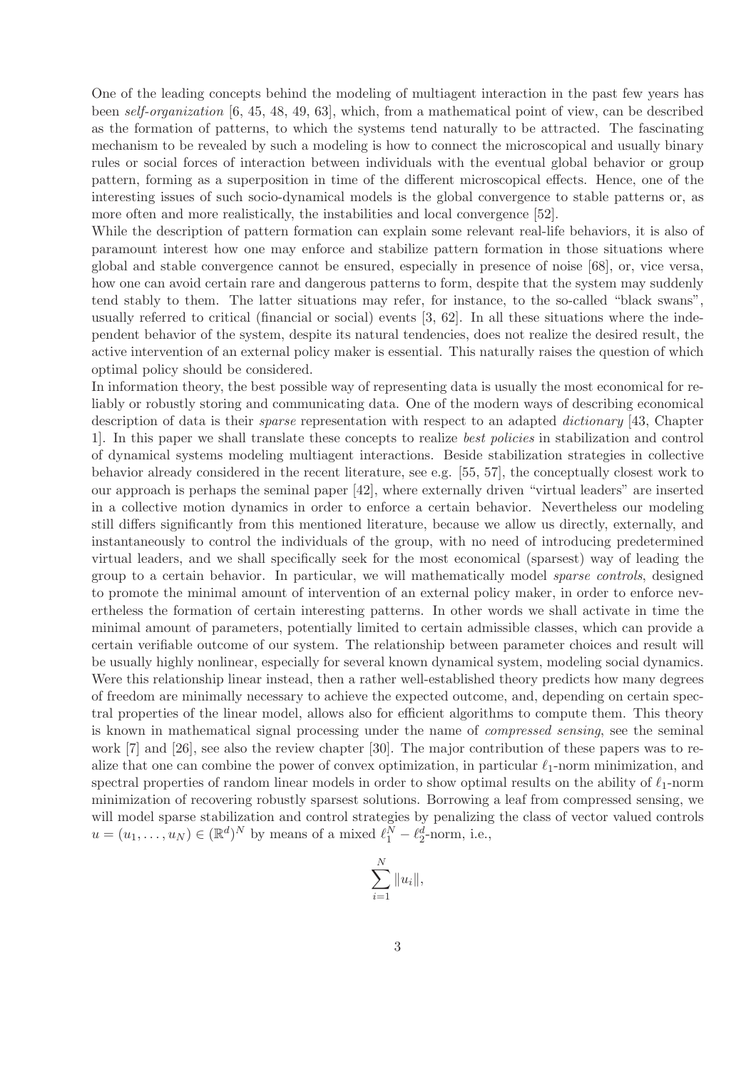One of the leading concepts behind the modeling of multiagent interaction in the past few years has been *self-organization* [6, 45, 48, 49, 63], which, from a mathematical point of view, can be described as the formation of patterns, to which the systems tend naturally to be attracted. The fascinating mechanism to be revealed by such a modeling is how to connect the microscopical and usually binary rules or social forces of interaction between individuals with the eventual global behavior or group pattern, forming as a superposition in time of the different microscopical effects. Hence, one of the interesting issues of such socio-dynamical models is the global convergence to stable patterns or, as more often and more realistically, the instabilities and local convergence [52].

While the description of pattern formation can explain some relevant real-life behaviors, it is also of paramount interest how one may enforce and stabilize pattern formation in those situations where global and stable convergence cannot be ensured, especially in presence of noise [68], or, vice versa, how one can avoid certain rare and dangerous patterns to form, despite that the system may suddenly tend stably to them. The latter situations may refer, for instance, to the so-called "black swans", usually referred to critical (financial or social) events [3, 62]. In all these situations where the independent behavior of the system, despite its natural tendencies, does not realize the desired result, the active intervention of an external policy maker is essential. This naturally raises the question of which optimal policy should be considered.

In information theory, the best possible way of representing data is usually the most economical for reliably or robustly storing and communicating data. One of the modern ways of describing economical description of data is their *sparse* representation with respect to an adapted *dictionary* [43, Chapter 1]. In this paper we shall translate these concepts to realize *best policies* in stabilization and control of dynamical systems modeling multiagent interactions. Beside stabilization strategies in collective behavior already considered in the recent literature, see e.g. [55, 57], the conceptually closest work to our approach is perhaps the seminal paper [42], where externally driven "virtual leaders" are inserted in a collective motion dynamics in order to enforce a certain behavior. Nevertheless our modeling still differs significantly from this mentioned literature, because we allow us directly, externally, and instantaneously to control the individuals of the group, with no need of introducing predetermined virtual leaders, and we shall specifically seek for the most economical (sparsest) way of leading the group to a certain behavior. In particular, we will mathematically model *sparse controls*, designed to promote the minimal amount of intervention of an external policy maker, in order to enforce nevertheless the formation of certain interesting patterns. In other words we shall activate in time the minimal amount of parameters, potentially limited to certain admissible classes, which can provide a certain verifiable outcome of our system. The relationship between parameter choices and result will be usually highly nonlinear, especially for several known dynamical system, modeling social dynamics. Were this relationship linear instead, then a rather well-established theory predicts how many degrees of freedom are minimally necessary to achieve the expected outcome, and, depending on certain spectral properties of the linear model, allows also for efficient algorithms to compute them. This theory is known in mathematical signal processing under the name of *compressed sensing*, see the seminal work [7] and [26], see also the review chapter [30]. The major contribution of these papers was to realize that one can combine the power of convex optimization, in particular $\ell_1$-norm minimization, and spectral properties of random linear models in order to show optimal results on the ability of $\ell_1$-norm minimization of recovering robustly sparsest solutions. Borrowing a leaf from compressed sensing, we will model sparse stabilization and control strategies by penalizing the class of vector valued controls $u = (u_1, \ldots, u_N) \in (\mathbb{R}^d)^N$ by means of a mixed $\ell_1^N - \ell_2^d$-norm, i.e.,

$$\sum_{i=1}^{N} \|u_i\|,$$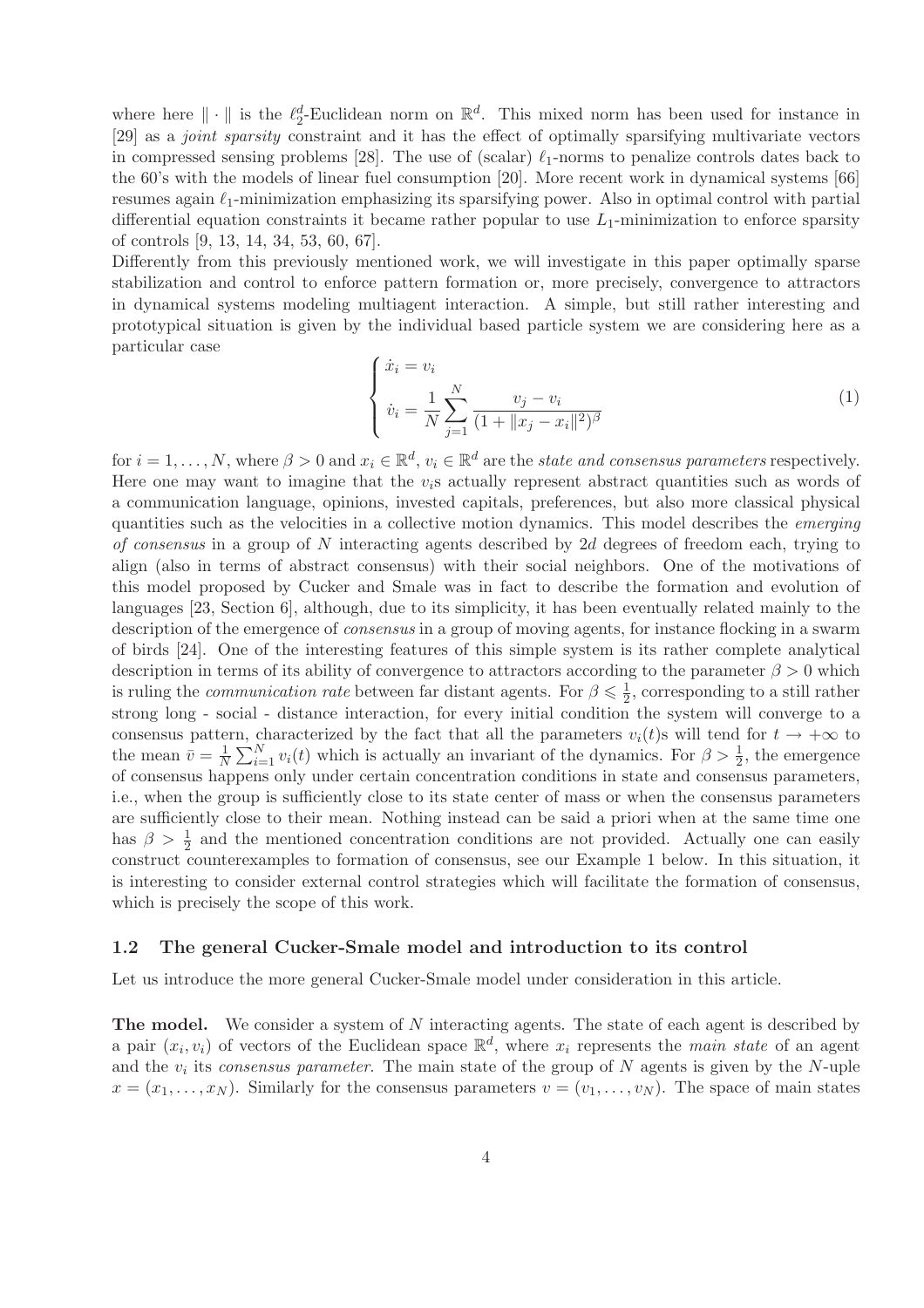where here $\| \cdot \|$ is the $\ell_2^d$-Euclidean norm on $\mathbb{R}^d$. This mixed norm has been used for instance in [29] as a *joint sparsity* constraint and it has the effect of optimally sparsifying multivariate vectors in compressed sensing problems [28]. The use of (scalar) $\ell_1$-norms to penalize controls dates back to the 60's with the models of linear fuel consumption [20]. More recent work in dynamical systems [66] resumes again $\ell_1$-minimization emphasizing its sparsifying power. Also in optimal control with partial differential equation constraints it became rather popular to use $L_1$-minimization to enforce sparsity of controls [9, 13, 14, 34, 53, 60, 67].

Differently from this previously mentioned work, we will investigate in this paper optimally sparse stabilization and control to enforce pattern formation or, more precisely, convergence to attractors in dynamical systems modeling multiagent interaction. A simple, but still rather interesting and prototypical situation is given by the individual based particle system we are considering here as a particular case

$$\begin{cases} \dot{x}_i = v_i \\ \dot{v}_i = \dfrac{1}{N} \displaystyle\sum_{j=1}^{N} \dfrac{v_j - v_i}{(1 + \|x_j - x_i\|^2)^\beta} \end{cases} \tag{1}$$

for $i = 1, \ldots, N$, where $\beta > 0$ and $x_i \in \mathbb{R}^d$, $v_i \in \mathbb{R}^d$ are the *state and consensus parameters* respectively. Here one may want to imagine that the $v_i$s actually represent abstract quantities such as words of a communication language, opinions, invested capitals, preferences, but also more classical physical quantities such as the velocities in a collective motion dynamics. This model describes the *emerging of consensus* in a group of $N$ interacting agents described by $2d$ degrees of freedom each, trying to align (also in terms of abstract consensus) with their social neighbors. One of the motivations of this model proposed by Cucker and Smale was in fact to describe the formation and evolution of languages [23, Section 6], although, due to its simplicity, it has been eventually related mainly to the description of the emergence of *consensus* in a group of moving agents, for instance flocking in a swarm of birds [24]. One of the interesting features of this simple system is its rather complete analytical description in terms of its ability of convergence to attractors according to the parameter $\beta > 0$ which is ruling the *communication rate* between far distant agents. For $\beta \leqslant \frac{1}{2}$, corresponding to a still rather strong long - social - distance interaction, for every initial condition the system will converge to a consensus pattern, characterized by the fact that all the parameters $v_i(t)$s will tend for $t \to +\infty$ to the mean $\bar{v} = \frac{1}{N} \sum_{i=1}^{N} v_i(t)$ which is actually an invariant of the dynamics. For $\beta > \frac{1}{2}$, the emergence of consensus happens only under certain concentration conditions in state and consensus parameters, i.e., when the group is sufficiently close to its state center of mass or when the consensus parameters are sufficiently close to their mean. Nothing instead can be said a priori when at the same time one has $\beta > \frac{1}{2}$ and the mentioned concentration conditions are not provided. Actually one can easily construct counterexamples to formation of consensus, see our Example 1 below. In this situation, it is interesting to consider external control strategies which will facilitate the formation of consensus, which is precisely the scope of this work.

### 1.2 The general Cucker-Smale model and introduction to its control

Let us introduce the more general Cucker-Smale model under consideration in this article.

**The model.** We consider a system of $N$ interacting agents. The state of each agent is described by a pair $(x_i, v_i)$ of vectors of the Euclidean space $\mathbb{R}^d$, where $x_i$ represents the *main state* of an agent and the $v_i$ its *consensus parameter*. The main state of the group of $N$ agents is given by the $N$-uple $x = (x_1, \ldots, x_N)$. Similarly for the consensus parameters $v = (v_1, \ldots, v_N)$. The space of main states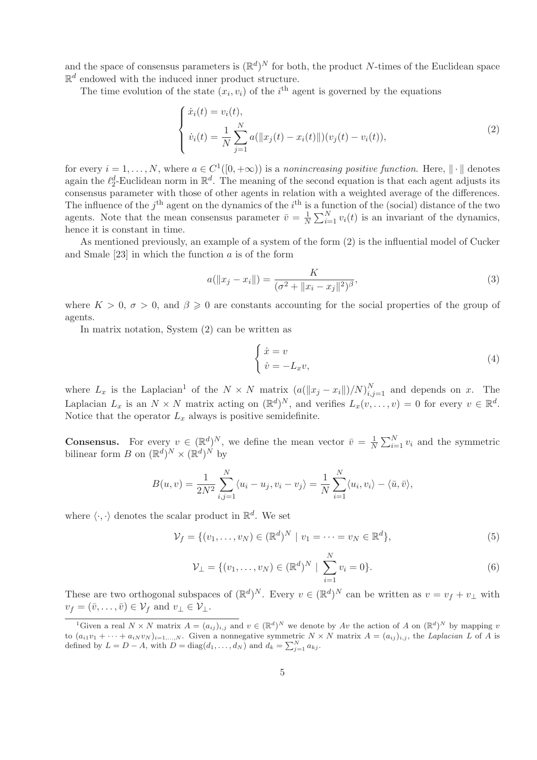and the space of consensus parameters is $(\mathbb{R}^d)^N$ for both, the product $N$-times of the Euclidean space $\mathbb{R}^d$ endowed with the induced inner product structure.

The time evolution of the state $(x_i, v_i)$ of the $i^{\text{th}}$ agent is governed by the equations

$$
\begin{cases}
\dot{x}_i(t) = v_i(t), \\
\dot{v}_i(t) = \dfrac{1}{N} \displaystyle\sum_{j=1}^{N} a(\|x_j(t) - x_i(t)\|)(v_j(t) - v_i(t)),
\end{cases}
\tag{2}
$$

for every $i = 1, \ldots, N$, where $a \in C^1([0, +\infty))$ is a *nonincreasing positive function*. Here, $\|\cdot\|$ denotes again the $\ell_2^d$-Euclidean norm in $\mathbb{R}^d$. The meaning of the second equation is that each agent adjusts its consensus parameter with those of other agents in relation with a weighted average of the differences. The influence of the $j^{\text{th}}$ agent on the dynamics of the $i^{\text{th}}$ is a function of the (social) distance of the two agents. Note that the mean consensus parameter $\bar{v} = \frac{1}{N}\sum_{i=1}^{N} v_i(t)$ is an invariant of the dynamics, hence it is constant in time.

As mentioned previously, an example of a system of the form (2) is the influential model of Cucker and Smale [23] in which the function $a$ is of the form

$$
a(\|x_j - x_i\|) = \frac{K}{(\sigma^2 + \|x_i - x_j\|^2)^{\beta}},
\tag{3}
$$

where $K > 0$, $\sigma > 0$, and $\beta \geqslant 0$ are constants accounting for the social properties of the group of agents.

In matrix notation, System (2) can be written as

$$
\begin{cases}
\dot{x} = v \\
\dot{v} = -L_x v,
\end{cases}
\tag{4}
$$

where $L_x$ is the Laplacian[1] of the $N \times N$ matrix $(a(\|x_j - x_i\|)/N)_{i,j=1}^N$ and depends on $x$. The Laplacian $L_x$ is an $N \times N$ matrix acting on $(\mathbb{R}^d)^N$, and verifies $L_x(v, \ldots, v) = 0$ for every $v \in \mathbb{R}^d$. Notice that the operator $L_x$ always is positive semidefinite.

**Consensus.** For every $v \in (\mathbb{R}^d)^N$, we define the mean vector $\bar{v} = \frac{1}{N}\sum_{i=1}^{N} v_i$ and the symmetric bilinear form $B$ on $(\mathbb{R}^d)^N \times (\mathbb{R}^d)^N$ by

$$
B(u, v) = \frac{1}{2N^2} \sum_{i,j=1}^{N} \langle u_i - u_j, v_i - v_j \rangle = \frac{1}{N} \sum_{i=1}^{N} \langle u_i, v_i \rangle - \langle \bar{u}, \bar{v} \rangle,
$$

where $\langle \cdot, \cdot \rangle$ denotes the scalar product in $\mathbb{R}^d$. We set

$$
\mathcal{V}_f = \{(v_1, \ldots, v_N) \in (\mathbb{R}^d)^N \mid v_1 = \cdots = v_N \in \mathbb{R}^d\},
\tag{5}
$$

$$
\mathcal{V}_\perp = \{(v_1, \ldots, v_N) \in (\mathbb{R}^d)^N \mid \sum_{i=1}^{N} v_i = 0\}.
\tag{6}
$$

These are two orthogonal subspaces of $(\mathbb{R}^d)^N$. Every $v \in (\mathbb{R}^d)^N$ can be written as $v = v_f + v_\perp$ with $v_f = (\bar{v}, \ldots, \bar{v}) \in \mathcal{V}_f$ and $v_\perp \in \mathcal{V}_\perp$.

---

[1] Given a real $N \times N$ matrix $A = (a_{ij})_{i,j}$ and $v \in (\mathbb{R}^d)^N$ we denote by $Av$ the action of $A$ on $(\mathbb{R}^d)^N$ by mapping $v$ to $(a_{i1}v_1 + \cdots + a_{iN}v_N)_{i=1,\ldots,N}$. Given a nonnegative symmetric $N \times N$ matrix $A = (a_{ij})_{i,j}$, the *Laplacian* $L$ of $A$ is defined by $L = D - A$, with $D = \text{diag}(d_1, \ldots, d_N)$ and $d_k = \sum_{j=1}^{N} a_{kj}$.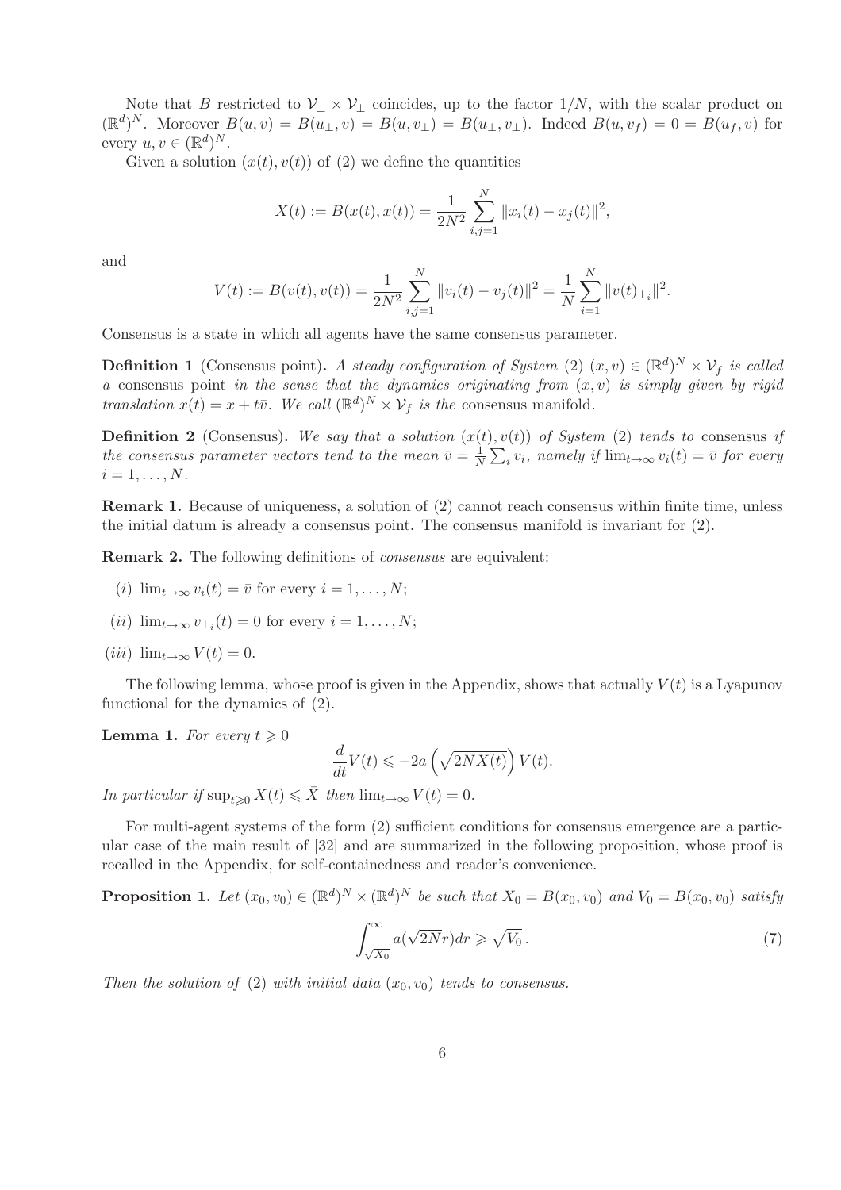Note that $B$ restricted to $\mathcal{V}_\perp \times \mathcal{V}_\perp$ coincides, up to the factor $1/N$, with the scalar product on $(\mathbb{R}^d)^N$. Moreover $B(u,v) = B(u_\perp, v) = B(u, v_\perp) = B(u_\perp, v_\perp)$. Indeed $B(u, v_f) = 0 = B(u_f, v)$ for every $u, v \in (\mathbb{R}^d)^N$.

Given a solution $(x(t), v(t))$ of (2) we define the quantities

$$X(t) := B(x(t), x(t)) = \frac{1}{2N^2} \sum_{i,j=1}^{N} \|x_i(t) - x_j(t)\|^2,$$

and

$$V(t) := B(v(t), v(t)) = \frac{1}{2N^2} \sum_{i,j=1}^{N} \|v_i(t) - v_j(t)\|^2 = \frac{1}{N} \sum_{i=1}^{N} \|v(t)_{\perp_i}\|^2.$$

Consensus is a state in which all agents have the same consensus parameter.

**Definition 1** (Consensus point)**.** *A steady configuration of System* (2) $(x, v) \in (\mathbb{R}^d)^N \times \mathcal{V}_f$ *is called a* consensus point *in the sense that the dynamics originating from* $(x, v)$ *is simply given by rigid translation* $x(t) = x + t\bar{v}$*. We call* $(\mathbb{R}^d)^N \times \mathcal{V}_f$ *is the* consensus manifold*.*

**Definition 2** (Consensus)**.** *We say that a solution* $(x(t), v(t))$ *of System* (2) *tends to* consensus *if the consensus parameter vectors tend to the mean* $\bar{v} = \frac{1}{N}\sum_i v_i$*, namely if* $\lim_{t\to\infty} v_i(t) = \bar{v}$ *for every* $i = 1, \ldots, N$*.*

**Remark 1.** Because of uniqueness, a solution of (2) cannot reach consensus within finite time, unless the initial datum is already a consensus point. The consensus manifold is invariant for (2).

**Remark 2.** The following definitions of *consensus* are equivalent:

(*i*) $\lim_{t\to\infty} v_i(t) = \bar{v}$ for every $i = 1, \ldots, N$;

(*ii*) $\lim_{t\to\infty} v_{\perp_i}(t) = 0$ for every $i = 1, \ldots, N$;

(*iii*) $\lim_{t\to\infty} V(t) = 0$.

The following lemma, whose proof is given in the Appendix, shows that actually $V(t)$ is a Lyapunov functional for the dynamics of (2).

**Lemma 1.** *For every* $t \geqslant 0$

$$\frac{d}{dt}V(t) \leqslant -2a\left(\sqrt{2NX(t)}\right)V(t).$$

*In particular if* $\sup_{t\geqslant 0} X(t) \leqslant \bar{X}$ *then* $\lim_{t\to\infty} V(t) = 0$*.*

For multi-agent systems of the form (2) sufficient conditions for consensus emergence are a particular case of the main result of [32] and are summarized in the following proposition, whose proof is recalled in the Appendix, for self-containedness and reader's convenience.

**Proposition 1.** *Let* $(x_0, v_0) \in (\mathbb{R}^d)^N \times (\mathbb{R}^d)^N$ *be such that* $X_0 = B(x_0, v_0)$ *and* $V_0 = B(x_0, v_0)$ *satisfy*

$$\int_{\sqrt{X_0}}^{\infty} a(\sqrt{2N}r)dr \geqslant \sqrt{V_0}\,. \tag{7}$$

*Then the solution of* (2) *with initial data* $(x_0, v_0)$ *tends to consensus.*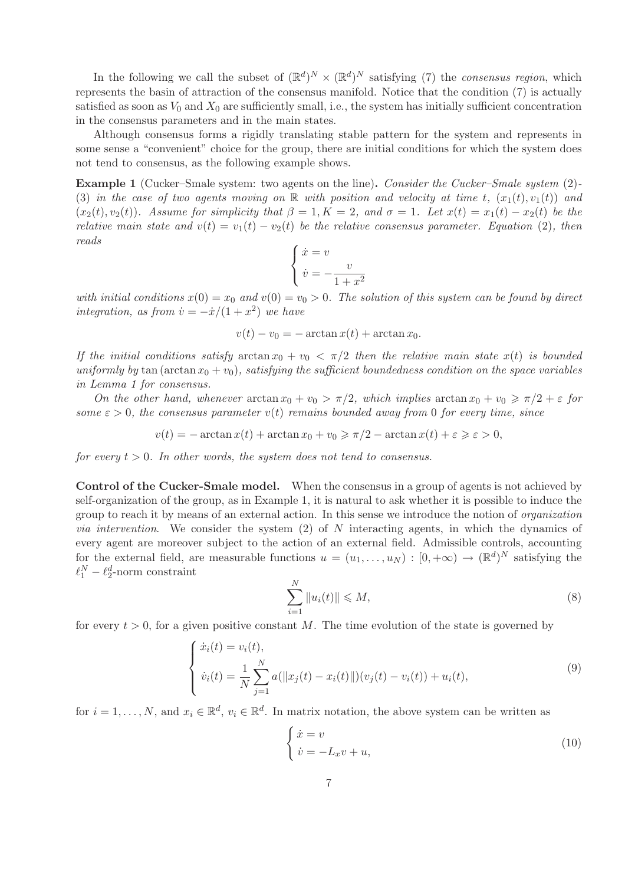In the following we call the subset of $(\mathbb{R}^d)^N \times (\mathbb{R}^d)^N$ satisfying (7) the *consensus region*, which represents the basin of attraction of the consensus manifold. Notice that the condition (7) is actually satisfied as soon as $V_0$ and $X_0$ are sufficiently small, i.e., the system has initially sufficient concentration in the consensus parameters and in the main states.

Although consensus forms a rigidly translating stable pattern for the system and represents in some sense a "convenient" choice for the group, there are initial conditions for which the system does not tend to consensus, as the following example shows.

**Example 1** (Cucker–Smale system: two agents on the line)**.** *Consider the Cucker–Smale system (2)-(3) in the case of two agents moving on $\mathbb{R}$ with position and velocity at time $t$, $(x_1(t), v_1(t))$ and $(x_2(t), v_2(t))$. Assume for simplicity that $\beta = 1, K = 2$, and $\sigma = 1$. Let $x(t) = x_1(t) - x_2(t)$ be the relative main state and $v(t) = v_1(t) - v_2(t)$ be the relative consensus parameter. Equation (2), then reads*

$$
\begin{cases}
\dot{x} = v \\
\dot{v} = -\dfrac{v}{1 + x^2}
\end{cases}
$$

*with initial conditions $x(0) = x_0$ and $v(0) = v_0 > 0$. The solution of this system can be found by direct integration, as from $\dot{v} = -\dot{x}/(1 + x^2)$ we have*

$$
v(t) - v_0 = -\arctan x(t) + \arctan x_0.
$$

*If the initial conditions satisfy $\arctan x_0 + v_0 < \pi/2$ then the relative main state $x(t)$ is bounded uniformly by $\tan(\arctan x_0 + v_0)$, satisfying the sufficient boundedness condition on the space variables in Lemma 1 for consensus.*

*On the other hand, whenever $\arctan x_0 + v_0 > \pi/2$, which implies $\arctan x_0 + v_0 \geqslant \pi/2 + \varepsilon$ for some $\varepsilon > 0$, the consensus parameter $v(t)$ remains bounded away from 0 for every time, since*

$$
v(t) = -\arctan x(t) + \arctan x_0 + v_0 \geqslant \pi/2 - \arctan x(t) + \varepsilon \geqslant \varepsilon > 0,
$$

*for every $t > 0$. In other words, the system does not tend to consensus.*

**Control of the Cucker-Smale model.** When the consensus in a group of agents is not achieved by self-organization of the group, as in Example 1, it is natural to ask whether it is possible to induce the group to reach it by means of an external action. In this sense we introduce the notion of *organization via intervention*. We consider the system (2) of $N$ interacting agents, in which the dynamics of every agent are moreover subject to the action of an external field. Admissible controls, accounting for the external field, are measurable functions $u = (u_1, \ldots, u_N) : [0, +\infty) \to (\mathbb{R}^d)^N$ satisfying the $\ell_1^N - \ell_2^d$-norm constraint

$$
\sum_{i=1}^{N} \|u_i(t)\| \leqslant M, \tag{8}
$$

for every $t > 0$, for a given positive constant $M$. The time evolution of the state is governed by

$$
\begin{cases}
\dot{x}_i(t) = v_i(t), \\
\dot{v}_i(t) = \dfrac{1}{N} \displaystyle\sum_{j=1}^{N} a(\|x_j(t) - x_i(t)\|)(v_j(t) - v_i(t)) + u_i(t),
\end{cases} \tag{9}
$$

for $i = 1, \ldots, N$, and $x_i \in \mathbb{R}^d$, $v_i \in \mathbb{R}^d$. In matrix notation, the above system can be written as

$$
\begin{cases}
\dot{x} = v \\
\dot{v} = -L_x v + u,
\end{cases} \tag{10}
$$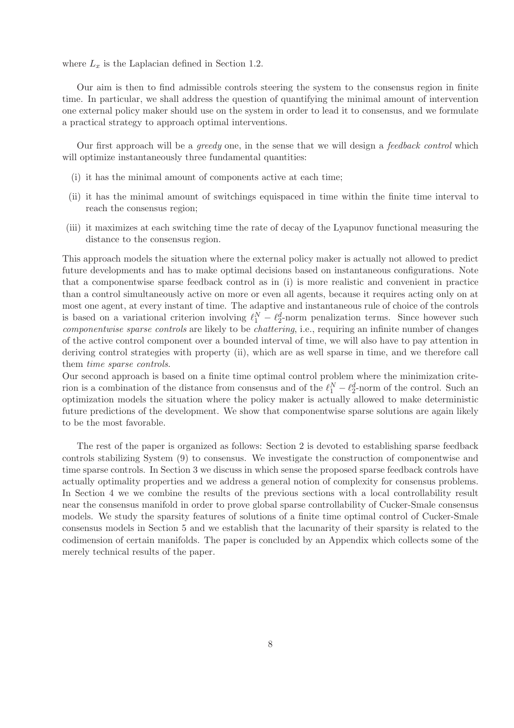where $L_x$ is the Laplacian defined in Section 1.2.

Our aim is then to find admissible controls steering the system to the consensus region in finite time. In particular, we shall address the question of quantifying the minimal amount of intervention one external policy maker should use on the system in order to lead it to consensus, and we formulate a practical strategy to approach optimal interventions.

Our first approach will be a *greedy* one, in the sense that we will design a *feedback control* which will optimize instantaneously three fundamental quantities:

(i) it has the minimal amount of components active at each time;

(ii) it has the minimal amount of switchings equispaced in time within the finite time interval to reach the consensus region;

(iii) it maximizes at each switching time the rate of decay of the Lyapunov functional measuring the distance to the consensus region.

This approach models the situation where the external policy maker is actually not allowed to predict future developments and has to make optimal decisions based on instantaneous configurations. Note that a componentwise sparse feedback control as in (i) is more realistic and convenient in practice than a control simultaneously active on more or even all agents, because it requires acting only on at most one agent, at every instant of time. The adaptive and instantaneous rule of choice of the controls is based on a variational criterion involving $\ell_1^N - \ell_2^d$-norm penalization terms. Since however such *componentwise sparse controls* are likely to be *chattering*, i.e., requiring an infinite number of changes of the active control component over a bounded interval of time, we will also have to pay attention in deriving control strategies with property (ii), which are as well sparse in time, and we therefore call them *time sparse controls*.
Our second approach is based on a finite time optimal control problem where the minimization criterion is a combination of the distance from consensus and of the $\ell_1^N - \ell_2^d$-norm of the control. Such an optimization models the situation where the policy maker is actually allowed to make deterministic future predictions of the development. We show that componentwise sparse solutions are again likely to be the most favorable.

The rest of the paper is organized as follows: Section 2 is devoted to establishing sparse feedback controls stabilizing System (9) to consensus. We investigate the construction of componentwise and time sparse controls. In Section 3 we discuss in which sense the proposed sparse feedback controls have actually optimality properties and we address a general notion of complexity for consensus problems. In Section 4 we we combine the results of the previous sections with a local controllability result near the consensus manifold in order to prove global sparse controllability of Cucker-Smale consensus models. We study the sparsity features of solutions of a finite time optimal control of Cucker-Smale consensus models in Section 5 and we establish that the lacunarity of their sparsity is related to the codimension of certain manifolds. The paper is concluded by an Appendix which collects some of the merely technical results of the paper.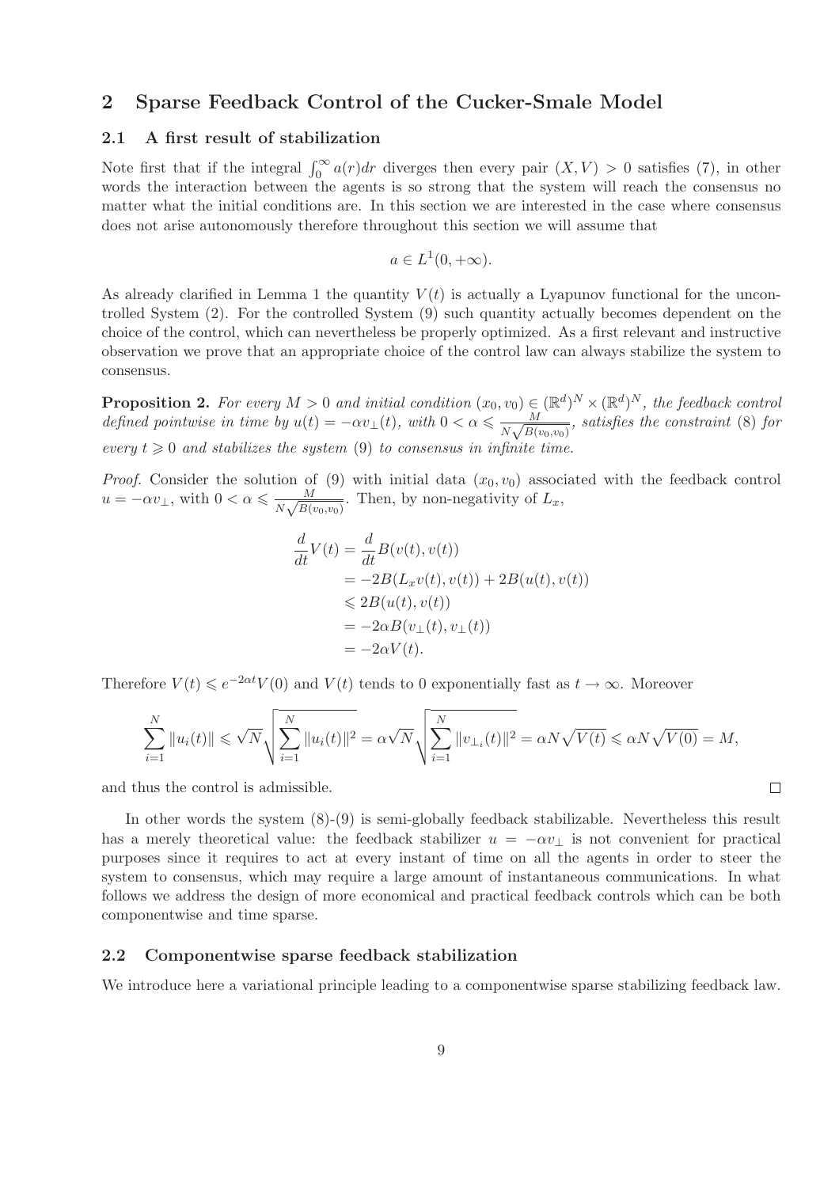## 2 Sparse Feedback Control of the Cucker-Smale Model

### 2.1 A first result of stabilization

Note first that if the integral $\int_0^\infty a(r)dr$ diverges then every pair $(X,V) > 0$ satisfies (7), in other words the interaction between the agents is so strong that the system will reach the consensus no matter what the initial conditions are. In this section we are interested in the case where consensus does not arise autonomously therefore throughout this section we will assume that

$$a \in L^1(0,+\infty).$$

As already clarified in Lemma 1 the quantity $V(t)$ is actually a Lyapunov functional for the uncontrolled System (2). For the controlled System (9) such quantity actually becomes dependent on the choice of the control, which can nevertheless be properly optimized. As a first relevant and instructive observation we prove that an appropriate choice of the control law can always stabilize the system to consensus.

**Proposition 2.** *For every $M > 0$ and initial condition $(x_0, v_0) \in (\mathbb{R}^d)^N \times (\mathbb{R}^d)^N$, the feedback control defined pointwise in time by $u(t) = -\alpha v_\perp(t)$, with $0 < \alpha \leqslant \frac{M}{N\sqrt{B(v_0,v_0)}}$, satisfies the constraint (8) for every $t \geqslant 0$ and stabilizes the system (9) to consensus in infinite time.*

*Proof.* Consider the solution of (9) with initial data $(x_0, v_0)$ associated with the feedback control $u = -\alpha v_\perp$, with $0 < \alpha \leqslant \frac{M}{N\sqrt{B(v_0,v_0)}}$. Then, by non-negativity of $L_x$,

$$\begin{aligned}
\frac{d}{dt}V(t) &= \frac{d}{dt}B(v(t), v(t)) \\
&= -2B(L_x v(t), v(t)) + 2B(u(t), v(t)) \\
&\leqslant 2B(u(t), v(t)) \\
&= -2\alpha B(v_\perp(t), v_\perp(t)) \\
&= -2\alpha V(t).
\end{aligned}$$

Therefore $V(t) \leqslant e^{-2\alpha t}V(0)$ and $V(t)$ tends to 0 exponentially fast as $t \to \infty$. Moreover

$$\sum_{i=1}^N \|u_i(t)\| \leqslant \sqrt{N}\sqrt{\sum_{i=1}^N \|u_i(t)\|^2} = \alpha\sqrt{N}\sqrt{\sum_{i=1}^N \|v_{\perp_i}(t)\|^2} = \alpha N\sqrt{V(t)} \leqslant \alpha N\sqrt{V(0)} = M,$$

and thus the control is admissible. $\square$

In other words the system (8)-(9) is semi-globally feedback stabilizable. Nevertheless this result has a merely theoretical value: the feedback stabilizer $u = -\alpha v_\perp$ is not convenient for practical purposes since it requires to act at every instant of time on all the agents in order to steer the system to consensus, which may require a large amount of instantaneous communications. In what follows we address the design of more economical and practical feedback controls which can be both componentwise and time sparse.

### 2.2 Componentwise sparse feedback stabilization

We introduce here a variational principle leading to a componentwise sparse stabilizing feedback law.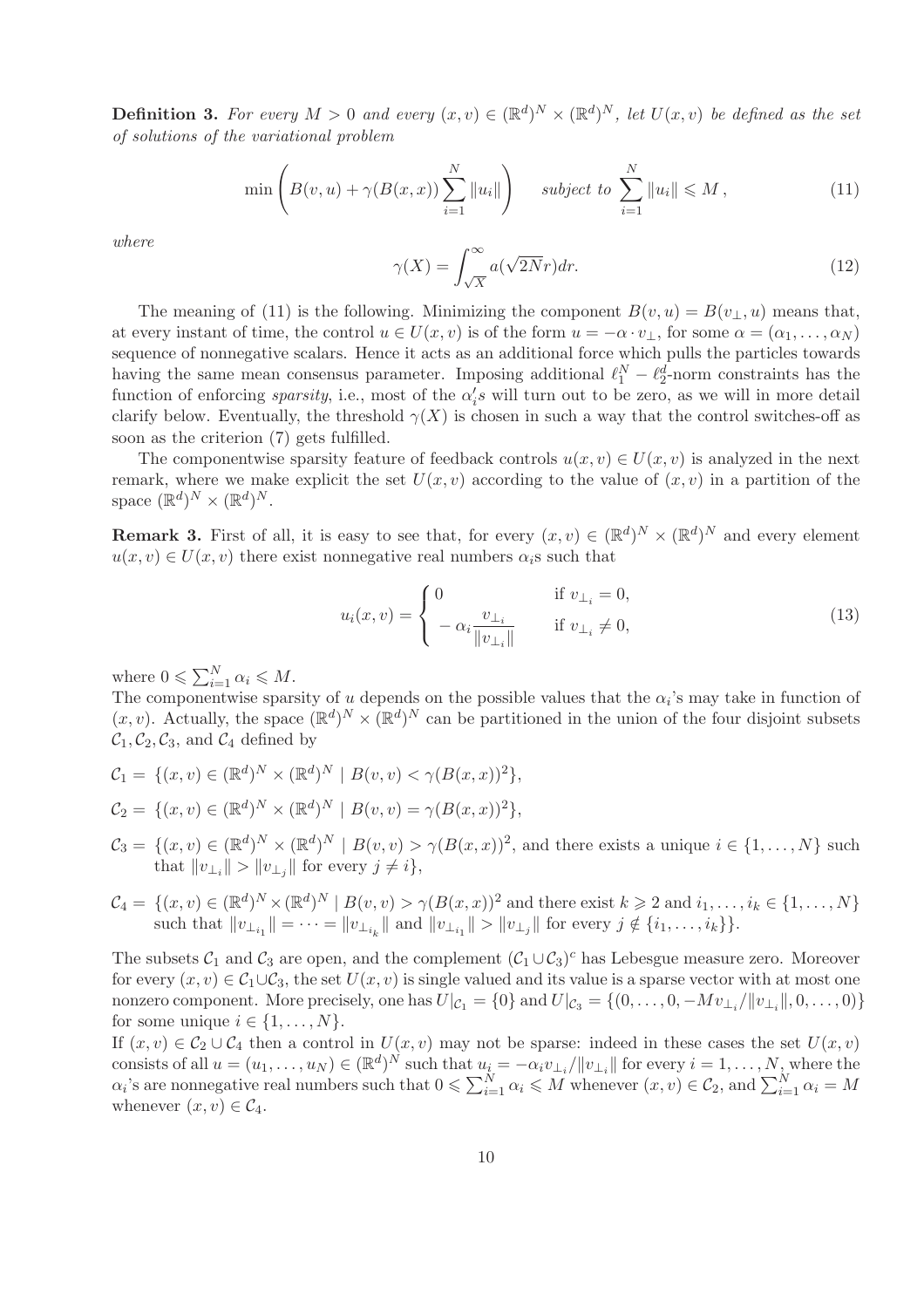**Definition 3.** *For every $M > 0$ and every $(x,v) \in (\mathbb{R}^d)^N \times (\mathbb{R}^d)^N$, let $U(x,v)$ be defined as the set of solutions of the variational problem*

$$\min \left( B(v,u) + \gamma(B(x,x)) \sum_{i=1}^{N} \|u_i\| \right) \qquad \text{subject to } \sum_{i=1}^{N} \|u_i\| \leqslant M\,, \tag{11}$$

*where*

$$\gamma(X) = \int_{\sqrt{X}}^{\infty} a(\sqrt{2N}r)dr. \tag{12}$$

The meaning of (11) is the following. Minimizing the component $B(v,u) = B(v_\perp, u)$ means that, at every instant of time, the control $u \in U(x,v)$ is of the form $u = -\alpha \cdot v_\perp$, for some $\alpha = (\alpha_1, \ldots, \alpha_N)$ sequence of nonnegative scalars. Hence it acts as an additional force which pulls the particles towards having the same mean consensus parameter. Imposing additional $\ell_1^N - \ell_2^d$-norm constraints has the function of enforcing *sparsity*, i.e., most of the $\alpha_i'$s will turn out to be zero, as we will in more detail clarify below. Eventually, the threshold $\gamma(X)$ is chosen in such a way that the control switches-off as soon as the criterion (7) gets fulfilled.

The componentwise sparsity feature of feedback controls $u(x,v) \in U(x,v)$ is analyzed in the next remark, where we make explicit the set $U(x,v)$ according to the value of $(x,v)$ in a partition of the space $(\mathbb{R}^d)^N \times (\mathbb{R}^d)^N$.

**Remark 3.** First of all, it is easy to see that, for every $(x,v) \in (\mathbb{R}^d)^N \times (\mathbb{R}^d)^N$ and every element $u(x,v) \in U(x,v)$ there exist nonnegative real numbers $\alpha_i$s such that

$$u_i(x,v) = \begin{cases} 0 & \text{if } v_{\perp_i} = 0, \\ -\,\alpha_i \dfrac{v_{\perp_i}}{\|v_{\perp_i}\|} & \text{if } v_{\perp_i} \neq 0, \end{cases} \tag{13}$$

where $0 \leqslant \sum_{i=1}^{N} \alpha_i \leqslant M$.

The componentwise sparsity of $u$ depends on the possible values that the $\alpha_i$'s may take in function of $(x,v)$. Actually, the space $(\mathbb{R}^d)^N \times (\mathbb{R}^d)^N$ can be partitioned in the union of the four disjoint subsets $\mathcal{C}_1, \mathcal{C}_2, \mathcal{C}_3$, and $\mathcal{C}_4$ defined by

$\mathcal{C}_1 = \{(x,v) \in (\mathbb{R}^d)^N \times (\mathbb{R}^d)^N \mid B(v,v) < \gamma(B(x,x))^2\}$,

$\mathcal{C}_2 = \{(x,v) \in (\mathbb{R}^d)^N \times (\mathbb{R}^d)^N \mid B(v,v) = \gamma(B(x,x))^2\}$,

$\mathcal{C}_3 = \{(x,v) \in (\mathbb{R}^d)^N \times (\mathbb{R}^d)^N \mid B(v,v) > \gamma(B(x,x))^2$, and there exists a unique $i \in \{1,\ldots,N\}$ such that $\|v_{\perp_i}\| > \|v_{\perp_j}\|$ for every $j \neq i\}$,

$\mathcal{C}_4 = \{(x,v) \in (\mathbb{R}^d)^N \times (\mathbb{R}^d)^N \mid B(v,v) > \gamma(B(x,x))^2$ and there exist $k \geqslant 2$ and $i_1, \ldots, i_k \in \{1,\ldots,N\}$ such that $\|v_{\perp_{i_1}}\| = \cdots = \|v_{\perp_{i_k}}\|$ and $\|v_{\perp_{i_1}}\| > \|v_{\perp_j}\|$ for every $j \notin \{i_1, \ldots, i_k\}\}$.

The subsets $\mathcal{C}_1$ and $\mathcal{C}_3$ are open, and the complement $(\mathcal{C}_1 \cup \mathcal{C}_3)^c$ has Lebesgue measure zero. Moreover for every $(x,v) \in \mathcal{C}_1 \cup \mathcal{C}_3$, the set $U(x,v)$ is single valued and its value is a sparse vector with at most one nonzero component. More precisely, one has $U|_{\mathcal{C}_1} = \{0\}$ and $U|_{\mathcal{C}_3} = \{(0,\ldots,0,-Mv_{\perp_i}/\|v_{\perp_i}\|, 0, \ldots, 0)\}$ for some unique $i \in \{1,\ldots,N\}$.

If $(x,v) \in \mathcal{C}_2 \cup \mathcal{C}_4$ then a control in $U(x,v)$ may not be sparse: indeed in these cases the set $U(x,v)$ consists of all $u = (u_1, \ldots, u_N) \in (\mathbb{R}^d)^N$ such that $u_i = -\alpha_i v_{\perp_i}/\|v_{\perp_i}\|$ for every $i = 1, \ldots, N$, where the $\alpha_i$'s are nonnegative real numbers such that $0 \leqslant \sum_{i=1}^{N} \alpha_i \leqslant M$ whenever $(x,v) \in \mathcal{C}_2$, and $\sum_{i=1}^{N} \alpha_i = M$ whenever $(x,v) \in \mathcal{C}_4$.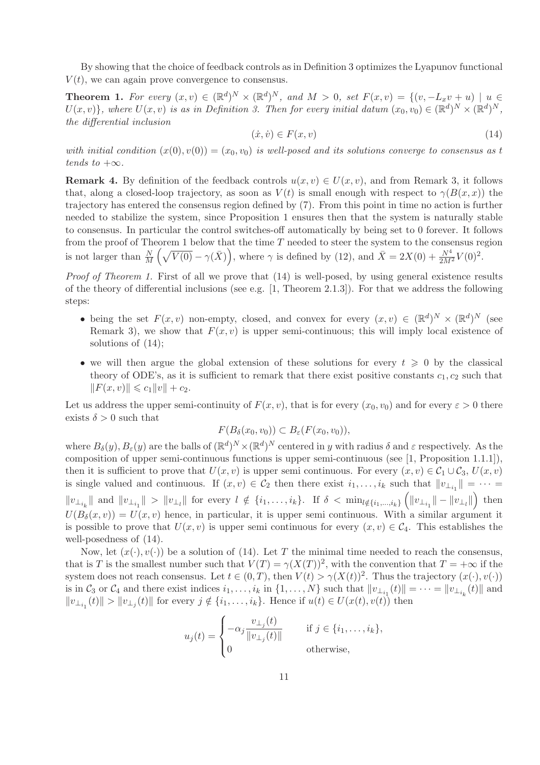By showing that the choice of feedback controls as in Definition 3 optimizes the Lyapunov functional $V(t)$, we can again prove convergence to consensus.

**Theorem 1.** *For every $(x, v) \in (\mathbb{R}^d)^N \times (\mathbb{R}^d)^N$, and $M > 0$, set $F(x, v) = \{(v, -L_x v + u) \mid u \in U(x, v)\}$, where $U(x, v)$ is as in Definition 3. Then for every initial datum $(x_0, v_0) \in (\mathbb{R}^d)^N \times (\mathbb{R}^d)^N$, the differential inclusion*

$$(\dot{x}, \dot{v}) \in F(x, v) \tag{14}$$

*with initial condition $(x(0), v(0)) = (x_0, v_0)$ is well-posed and its solutions converge to consensus as $t$ tends to $+\infty$.*

**Remark 4.** By definition of the feedback controls $u(x, v) \in U(x, v)$, and from Remark 3, it follows that, along a closed-loop trajectory, as soon as $V(t)$ is small enough with respect to $\gamma(B(x, x))$ the trajectory has entered the consensus region defined by (7). From this point in time no action is further needed to stabilize the system, since Proposition 1 ensures then that the system is naturally stable to consensus. In particular the control switches-off automatically by being set to 0 forever. It follows from the proof of Theorem 1 below that the time $T$ needed to steer the system to the consensus region is not larger than $\frac{N}{M}\left(\sqrt{V(0)} - \gamma(\bar{X})\right)$, where $\gamma$ is defined by (12), and $\bar{X} = 2X(0) + \frac{N^4}{2M^2}V(0)^2$.

*Proof of Theorem 1.* First of all we prove that (14) is well-posed, by using general existence results of the theory of differential inclusions (see e.g. [1, Theorem 2.1.3]). For that we address the following steps:

- being the set $F(x, v)$ non-empty, closed, and convex for every $(x, v) \in (\mathbb{R}^d)^N \times (\mathbb{R}^d)^N$ (see Remark 3), we show that $F(x, v)$ is upper semi-continuous; this will imply local existence of solutions of (14);
- we will then argue the global extension of these solutions for every $t \geqslant 0$ by the classical theory of ODE's, as it is sufficient to remark that there exist positive constants $c_1, c_2$ such that $\|F(x, v)\| \leqslant c_1\|v\| + c_2$.

Let us address the upper semi-continuity of $F(x, v)$, that is for every $(x_0, v_0)$ and for every $\varepsilon > 0$ there exists $\delta > 0$ such that

$$F(B_\delta(x_0, v_0)) \subset B_\varepsilon(F(x_0, v_0)),$$

where $B_\delta(y), B_\varepsilon(y)$ are the balls of $(\mathbb{R}^d)^N \times (\mathbb{R}^d)^N$ centered in $y$ with radius $\delta$ and $\varepsilon$ respectively. As the composition of upper semi-continuous functions is upper semi-continuous (see [1, Proposition 1.1.1]), then it is sufficient to prove that $U(x, v)$ is upper semi continuous. For every $(x, v) \in \mathcal{C}_1 \cup \mathcal{C}_3$, $U(x, v)$ is single valued and continuous. If $(x, v) \in \mathcal{C}_2$ then there exist $i_1, \ldots, i_k$ such that $\|v_{\perp_{i_1}}\| = \cdots = \|v_{\perp_{i_k}}\|$ and $\|v_{\perp_{i_1}}\| > \|v_{\perp_l}\|$ for every $l \notin \{i_1, \ldots, i_k\}$. If $\delta < \min_{l \notin \{i_1, \ldots, i_k\}}\left(\|v_{\perp_{i_1}}\| - \|v_{\perp_l}\|\right)$ then $U(B_\delta(x, v)) = U(x, v)$ hence, in particular, it is upper semi continuous. With a similar argument it is possible to prove that $U(x, v)$ is upper semi continuous for every $(x, v) \in \mathcal{C}_4$. This establishes the well-posedness of (14).

Now, let $(x(\cdot), v(\cdot))$ be a solution of (14). Let $T$ the minimal time needed to reach the consensus, that is $T$ is the smallest number such that $V(T) = \gamma(X(T))^2$, with the convention that $T = +\infty$ if the system does not reach consensus. Let $t \in (0, T)$, then $V(t) > \gamma(X(t))^2$. Thus the trajectory $(x(\cdot), v(\cdot))$ is in $\mathcal{C}_3$ or $\mathcal{C}_4$ and there exist indices $i_1, \ldots, i_k$ in $\{1, \ldots, N\}$ such that $\|v_{\perp_{i_1}}(t)\| = \cdots = \|v_{\perp_{i_k}}(t)\|$ and $\|v_{\perp_{i_1}}(t)\| > \|v_{\perp_j}(t)\|$ for every $j \notin \{i_1, \ldots, i_k\}$. Hence if $u(t) \in U(x(t), v(t))$ then

$$u_j(t) = \begin{cases} -\alpha_j \dfrac{v_{\perp_j}(t)}{\|v_{\perp_j}(t)\|} & \text{if } j \in \{i_1, \ldots, i_k\}, \\ 0 & \text{otherwise,} \end{cases}$$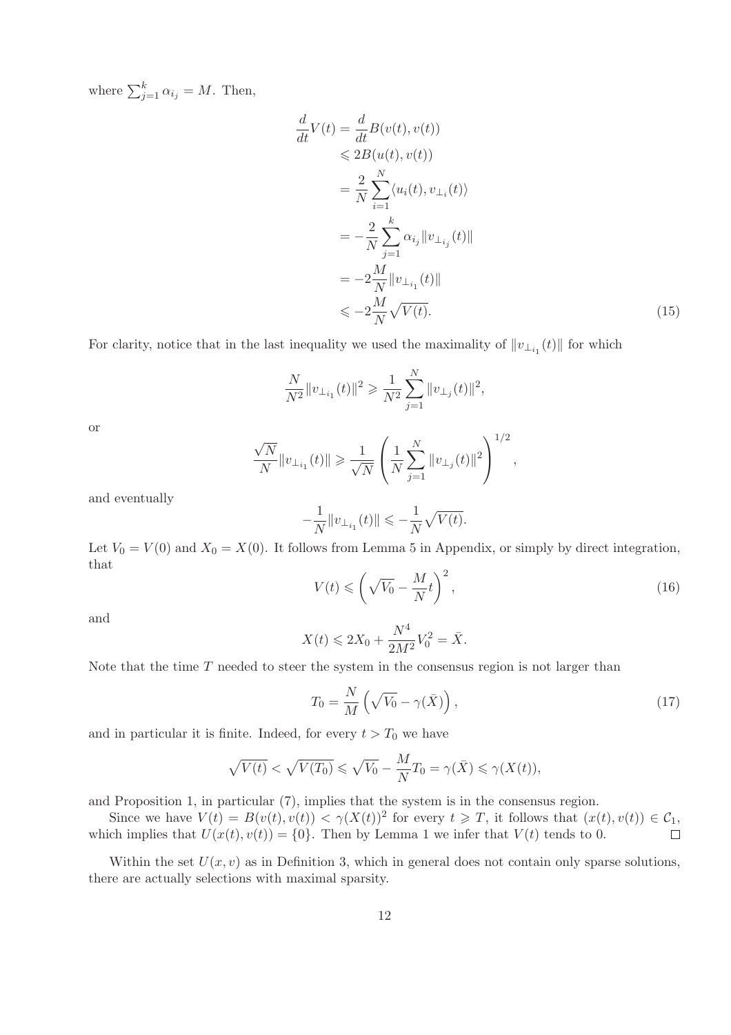where $\sum_{j=1}^{k} \alpha_{i_j} = M$. Then,

$$
\begin{aligned}
\frac{d}{dt}V(t) &= \frac{d}{dt}B(v(t), v(t)) \\
&\leqslant 2B(u(t), v(t)) \\
&= \frac{2}{N}\sum_{i=1}^{N} \langle u_i(t), v_{\perp_i}(t)\rangle \\
&= -\frac{2}{N}\sum_{j=1}^{k} \alpha_{i_j} \| v_{\perp_{i_j}}(t)\| \\
&= -2\frac{M}{N}\| v_{\perp_{i_1}}(t)\| \\
&\leqslant -2\frac{M}{N}\sqrt{V(t)}.
\end{aligned} \tag{15}
$$

For clarity, notice that in the last inequality we used the maximality of $\|v_{\perp_{i_1}}(t)\|$ for which

$$
\frac{N}{N^2}\|v_{\perp_{i_1}}(t)\|^2 \geqslant \frac{1}{N^2}\sum_{j=1}^{N}\|v_{\perp_j}(t)\|^2,
$$

or

$$
\frac{\sqrt{N}}{N}\|v_{\perp_{i_1}}(t)\| \geqslant \frac{1}{\sqrt{N}}\left(\frac{1}{N}\sum_{j=1}^{N}\|v_{\perp_j}(t)\|^2\right)^{1/2},
$$

and eventually

$$
-\frac{1}{N}\|v_{\perp_{i_1}}(t)\| \leqslant -\frac{1}{N}\sqrt{V(t)}.
$$

Let $V_0 = V(0)$ and $X_0 = X(0)$. It follows from Lemma 5 in Appendix, or simply by direct integration, that

$$
V(t) \leqslant \left(\sqrt{V_0} - \frac{M}{N}t\right)^2, \tag{16}
$$

and

$$
X(t) \leqslant 2X_0 + \frac{N^4}{2M^2}V_0^2 = \bar{X}.
$$

Note that the time $T$ needed to steer the system in the consensus region is not larger than

$$
T_0 = \frac{N}{M}\left(\sqrt{V_0} - \gamma(\bar{X})\right), \tag{17}
$$

and in particular it is finite. Indeed, for every $t > T_0$ we have

$$
\sqrt{V(t)} < \sqrt{V(T_0)} \leqslant \sqrt{V_0} - \frac{M}{N}T_0 = \gamma(\bar{X}) \leqslant \gamma(X(t)),
$$

and Proposition 1, in particular (7), implies that the system is in the consensus region.

Since we have $V(t) = B(v(t), v(t)) < \gamma(X(t))^2$ for every $t \geqslant T$, it follows that $(x(t), v(t)) \in \mathcal{C}_1$, which implies that $U(x(t), v(t)) = \{0\}$. Then by Lemma 1 we infer that $V(t)$ tends to 0. $\square$

Within the set $U(x, v)$ as in Definition 3, which in general does not contain only sparse solutions, there are actually selections with maximal sparsity.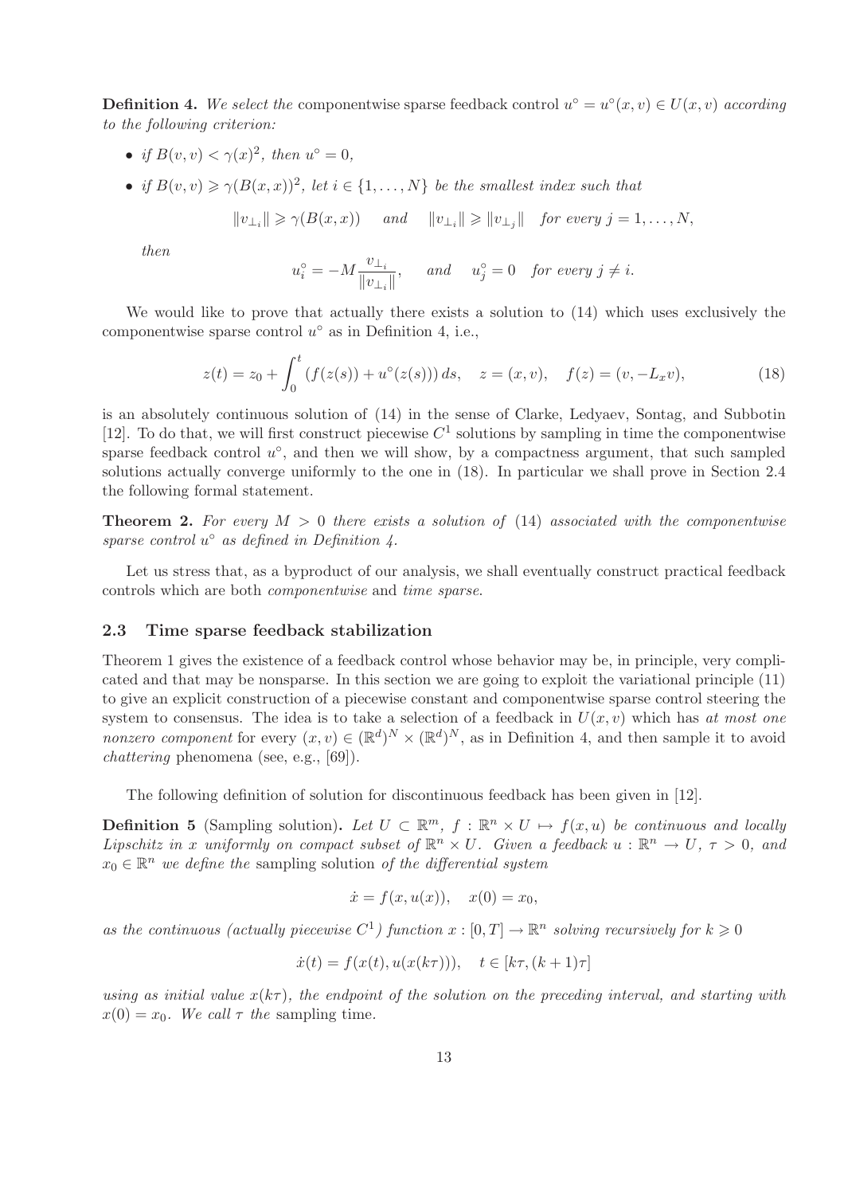**Definition 4.** *We select the* componentwise sparse feedback control $u^\circ = u^\circ(x, v) \in U(x, v)$ *according to the following criterion:*

- *if* $B(v, v) < \gamma(x)^2$, *then* $u^\circ = 0$,
- *if* $B(v, v) \geqslant \gamma(B(x, x))^2$, *let* $i \in \{1, \ldots, N\}$ *be the smallest index such that*

$$\|v_{\perp_i}\| \geqslant \gamma(B(x, x)) \quad \text{and} \quad \|v_{\perp_i}\| \geqslant \|v_{\perp_j}\| \quad \text{for every } j = 1, \ldots, N,$$

*then*

$$u_i^\circ = -M \frac{v_{\perp_i}}{\|v_{\perp_i}\|}, \quad \text{and} \quad u_j^\circ = 0 \quad \text{for every } j \neq i.$$

We would like to prove that actually there exists a solution to (14) which uses exclusively the componentwise sparse control $u^\circ$ as in Definition 4, i.e.,

$$z(t) = z_0 + \int_0^t \left( f(z(s)) + u^\circ(z(s)) \right) ds, \quad z = (x, v), \quad f(z) = (v, -L_x v), \tag{18}$$

is an absolutely continuous solution of (14) in the sense of Clarke, Ledyaev, Sontag, and Subbotin [12]. To do that, we will first construct piecewise $C^1$ solutions by sampling in time the componentwise sparse feedback control $u^\circ$, and then we will show, by a compactness argument, that such sampled solutions actually converge uniformly to the one in (18). In particular we shall prove in Section 2.4 the following formal statement.

**Theorem 2.** *For every* $M > 0$ *there exists a solution of* (14) *associated with the componentwise sparse control* $u^\circ$ *as defined in Definition 4.*

Let us stress that, as a byproduct of our analysis, we shall eventually construct practical feedback controls which are both *componentwise* and *time sparse*.

### 2.3 Time sparse feedback stabilization

Theorem 1 gives the existence of a feedback control whose behavior may be, in principle, very complicated and that may be nonsparse. In this section we are going to exploit the variational principle (11) to give an explicit construction of a piecewise constant and componentwise sparse control steering the system to consensus. The idea is to take a selection of a feedback in $U(x, v)$ which has *at most one nonzero component* for every $(x, v) \in (\mathbb{R}^d)^N \times (\mathbb{R}^d)^N$, as in Definition 4, and then sample it to avoid *chattering* phenomena (see, e.g., [69]).

The following definition of solution for discontinuous feedback has been given in [12].

**Definition 5** (Sampling solution)**.** *Let* $U \subset \mathbb{R}^m$, $f : \mathbb{R}^n \times U \mapsto f(x, u)$ *be continuous and locally Lipschitz in* $x$ *uniformly on compact subset of* $\mathbb{R}^n \times U$. *Given a feedback* $u : \mathbb{R}^n \to U$, $\tau > 0$, *and* $x_0 \in \mathbb{R}^n$ *we define the* sampling solution *of the differential system*

$$\dot{x} = f(x, u(x)), \quad x(0) = x_0,$$

*as the continuous (actually piecewise* $C^1$*) function* $x : [0, T] \to \mathbb{R}^n$ *solving recursively for* $k \geqslant 0$

$$\dot{x}(t) = f(x(t), u(x(k\tau))), \quad t \in [k\tau, (k+1)\tau]$$

*using as initial value* $x(k\tau)$, *the endpoint of the solution on the preceding interval, and starting with* $x(0) = x_0$. *We call* $\tau$ *the* sampling time.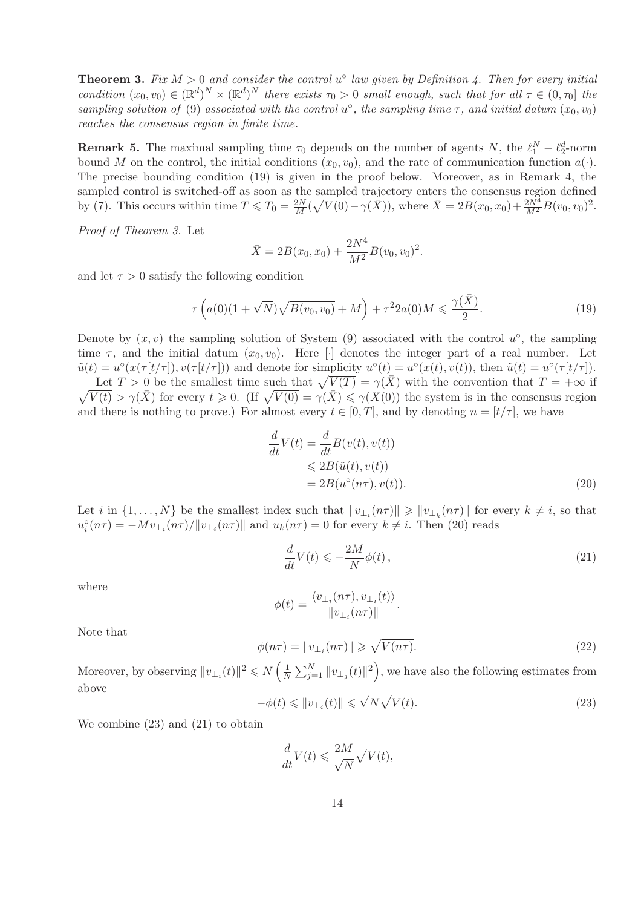**Theorem 3.** *Fix $M > 0$ and consider the control $u^\circ$ law given by Definition 4. Then for every initial condition $(x_0, v_0) \in (\mathbb{R}^d)^N \times (\mathbb{R}^d)^N$ there exists $\tau_0 > 0$ small enough, such that for all $\tau \in (0, \tau_0]$ the sampling solution of (9) associated with the control $u^\circ$, the sampling time $\tau$, and initial datum $(x_0, v_0)$ reaches the consensus region in finite time.*

**Remark 5.** The maximal sampling time $\tau_0$ depends on the number of agents $N$, the $\ell_1^N - \ell_2^d$-norm bound $M$ on the control, the initial conditions $(x_0, v_0)$, and the rate of communication function $a(\cdot)$. The precise bounding condition (19) is given in the proof below. Moreover, as in Remark 4, the sampled control is switched-off as soon as the sampled trajectory enters the consensus region defined by (7). This occurs within time $T \leqslant T_0 = \frac{2N}{M}(\sqrt{V(0)} - \gamma(\bar{X}))$, where $\bar{X} = 2B(x_0, x_0) + \frac{2N^4}{M^2}B(v_0, v_0)^2$.

*Proof of Theorem 3.* Let

$$\bar{X} = 2B(x_0, x_0) + \frac{2N^4}{M^2}B(v_0, v_0)^2.$$

and let $\tau > 0$ satisfy the following condition

$$\tau\left(a(0)(1 + \sqrt{N})\sqrt{B(v_0, v_0)} + M\right) + \tau^2 2a(0)M \leqslant \frac{\gamma(\bar{X})}{2}. \tag{19}$$

Denote by $(x, v)$ the sampling solution of System (9) associated with the control $u^\circ$, the sampling time $\tau$, and the initial datum $(x_0, v_0)$. Here $[\cdot]$ denotes the integer part of a real number. Let $\tilde{u}(t) = u^\circ(x(\tau[t/\tau]), v(\tau[t/\tau]))$ and denote for simplicity $u^\circ(t) = u^\circ(x(t), v(t))$, then $\tilde{u}(t) = u^\circ(\tau[t/\tau])$.

Let $T > 0$ be the smallest time such that $\sqrt{V(T)} = \gamma(\bar{X})$ with the convention that $T = +\infty$ if $\sqrt{V(t)} > \gamma(\bar{X})$ for every $t \geqslant 0$. (If $\sqrt{V(0)} = \gamma(\bar{X}) \leqslant \gamma(X(0))$ the system is in the consensus region and there is nothing to prove.) For almost every $t \in [0, T]$, and by denoting $n = [t/\tau]$, we have

$$\begin{aligned}
\frac{d}{dt}V(t) &= \frac{d}{dt}B(v(t), v(t)) \\
&\leqslant 2B(\tilde{u}(t), v(t)) \\
&= 2B(u^\circ(n\tau), v(t)).
\end{aligned} \tag{20}$$

Let $i$ in $\{1, \ldots, N\}$ be the smallest index such that $\|v_{\perp_i}(n\tau)\| \geqslant \|v_{\perp_k}(n\tau)\|$ for every $k \neq i$, so that $u_i^\circ(n\tau) = -Mv_{\perp_i}(n\tau)/\|v_{\perp_i}(n\tau)\|$ and $u_k(n\tau) = 0$ for every $k \neq i$. Then (20) reads

$$\frac{d}{dt}V(t) \leqslant -\frac{2M}{N}\phi(t)\,, \tag{21}$$

where

$$\phi(t) = \frac{\langle v_{\perp_i}(n\tau), v_{\perp_i}(t)\rangle}{\|v_{\perp_i}(n\tau)\|}.$$

Note that

$$\phi(n\tau) = \|v_{\perp_i}(n\tau)\| \geqslant \sqrt{V(n\tau)}. \tag{22}$$

Moreover, by observing $\|v_{\perp_i}(t)\|^2 \leqslant N\left(\frac{1}{N}\sum_{j=1}^N \|v_{\perp_j}(t)\|^2\right)$, we have also the following estimates from above

$$-\phi(t) \leqslant \|v_{\perp_i}(t)\| \leqslant \sqrt{N}\sqrt{V(t)}. \tag{23}$$

We combine (23) and (21) to obtain

$$\frac{d}{dt}V(t) \leqslant \frac{2M}{\sqrt{N}}\sqrt{V(t)},$$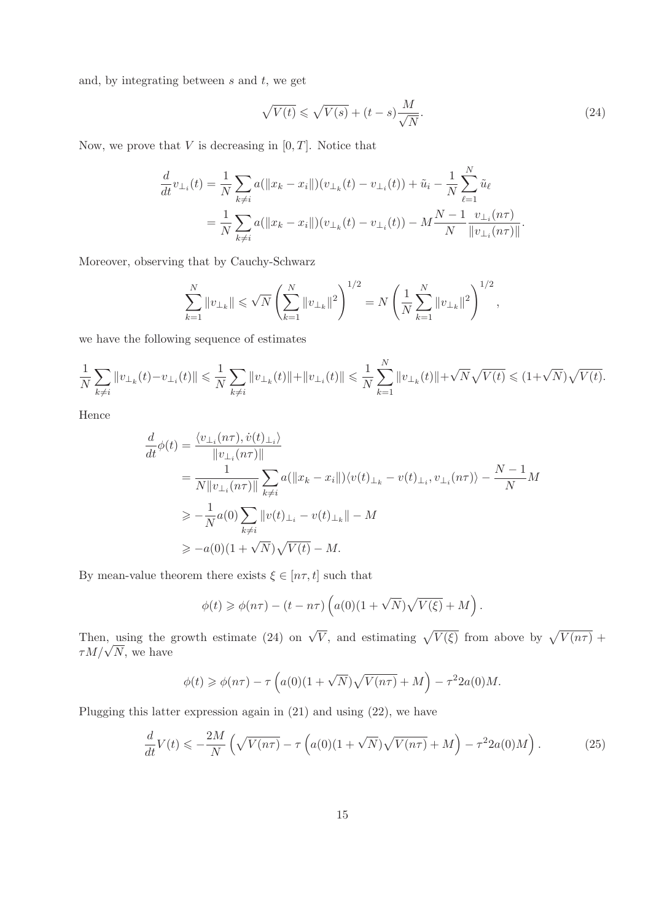and, by integrating between $s$ and $t$, we get

$$\sqrt{V(t)} \leqslant \sqrt{V(s)} + (t-s)\frac{M}{\sqrt{N}}. \tag{24}$$

Now, we prove that $V$ is decreasing in $[0,T]$. Notice that

$$\begin{aligned}
\frac{d}{dt} v_{\perp_i}(t) &= \frac{1}{N}\sum_{k\neq i} a(\|x_k - x_i\|)(v_{\perp_k}(t) - v_{\perp_i}(t)) + \tilde{u}_i - \frac{1}{N}\sum_{\ell=1}^{N} \tilde{u}_\ell \\
&= \frac{1}{N}\sum_{k\neq i} a(\|x_k - x_i\|)(v_{\perp_k}(t) - v_{\perp_i}(t)) - M\frac{N-1}{N}\frac{v_{\perp_i}(n\tau)}{\|v_{\perp_i}(n\tau)\|}.
\end{aligned}$$

Moreover, observing that by Cauchy-Schwarz

$$\sum_{k=1}^{N} \|v_{\perp_k}\| \leqslant \sqrt{N}\left(\sum_{k=1}^{N}\|v_{\perp_k}\|^2\right)^{1/2} = N\left(\frac{1}{N}\sum_{k=1}^{N}\|v_{\perp_k}\|^2\right)^{1/2},$$

we have the following sequence of estimates

$$\frac{1}{N}\sum_{k\neq i}\|v_{\perp_k}(t) - v_{\perp_i}(t)\| \leqslant \frac{1}{N}\sum_{k\neq i}\|v_{\perp_k}(t)\| + \|v_{\perp_i}(t)\| \leqslant \frac{1}{N}\sum_{k=1}^{N}\|v_{\perp_k}(t)\| + \sqrt{N}\sqrt{V(t)} \leqslant (1+\sqrt{N})\sqrt{V(t)}.$$

Hence

$$\begin{aligned}
\frac{d}{dt}\phi(t) &= \frac{\langle v_{\perp_i}(n\tau), \dot{v}(t)_{\perp_i}\rangle}{\|v_{\perp_i}(n\tau)\|} \\
&= \frac{1}{N\|v_{\perp_i}(n\tau)\|}\sum_{k\neq i} a(\|x_k - x_i\|)\langle v(t)_{\perp_k} - v(t)_{\perp_i}, v_{\perp_i}(n\tau)\rangle - \frac{N-1}{N}M \\
&\geqslant -\frac{1}{N}a(0)\sum_{k\neq i}\|v(t)_{\perp_i} - v(t)_{\perp_k}\| - M \\
&\geqslant -a(0)(1+\sqrt{N})\sqrt{V(t)} - M.
\end{aligned}$$

By mean-value theorem there exists $\xi \in [n\tau, t]$ such that

$$\phi(t) \geqslant \phi(n\tau) - (t - n\tau)\left(a(0)(1+\sqrt{N})\sqrt{V(\xi)} + M\right).$$

Then, using the growth estimate (24) on $\sqrt{V}$, and estimating $\sqrt{V(\xi)}$ from above by $\sqrt{V(n\tau)} + \tau M/\sqrt{N}$, we have

$$\phi(t) \geqslant \phi(n\tau) - \tau\left(a(0)(1+\sqrt{N})\sqrt{V(n\tau)} + M\right) - \tau^2 2a(0)M.$$

Plugging this latter expression again in (21) and using (22), we have

$$\frac{d}{dt}V(t) \leqslant -\frac{2M}{N}\left(\sqrt{V(n\tau)} - \tau\left(a(0)(1+\sqrt{N})\sqrt{V(n\tau)} + M\right) - \tau^2 2a(0)M\right). \tag{25}$$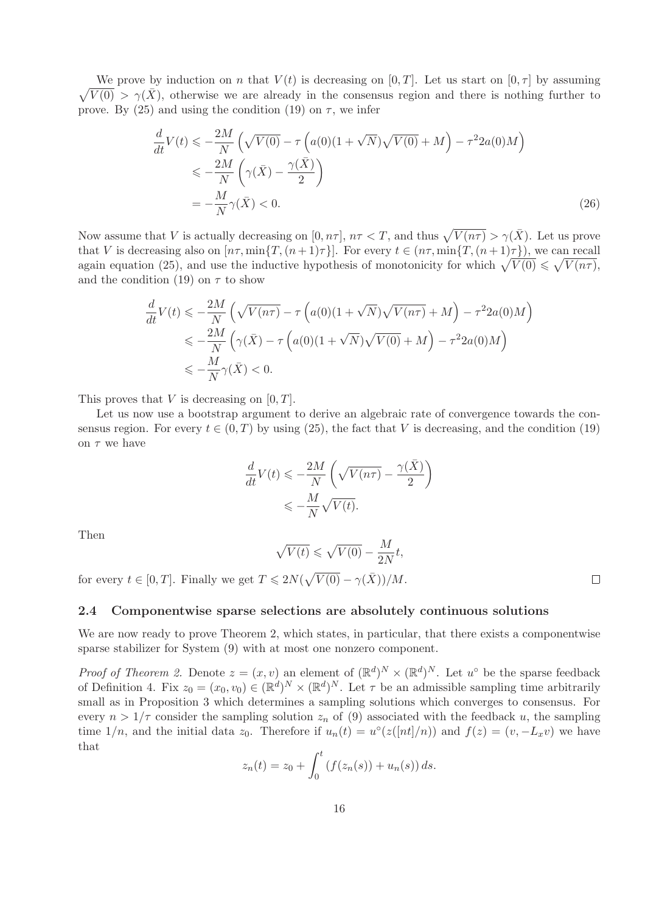We prove by induction on $n$ that $V(t)$ is decreasing on $[0,T]$. Let us start on $[0,\tau]$ by assuming $\sqrt{V(0)} > \gamma(\bar{X})$, otherwise we are already in the consensus region and there is nothing further to prove. By (25) and using the condition (19) on $\tau$, we infer

$$
\begin{aligned}
\frac{d}{dt}V(t) &\leqslant -\frac{2M}{N}\left(\sqrt{V(0)} - \tau\left(a(0)(1+\sqrt{N})\sqrt{V(0)} + M\right) - \tau^2 2a(0)M\right) \\
&\leqslant -\frac{2M}{N}\left(\gamma(\bar{X}) - \frac{\gamma(\bar{X})}{2}\right) \\
&= -\frac{M}{N}\gamma(\bar{X}) < 0.
\end{aligned}
\tag{26}
$$

Now assume that $V$ is actually decreasing on $[0, n\tau]$, $n\tau < T$, and thus $\sqrt{V(n\tau)} > \gamma(\bar{X})$. Let us prove that $V$ is decreasing also on $[n\tau, \min\{T,(n+1)\tau\}]$. For every $t \in (n\tau, \min\{T,(n+1)\tau\})$, we can recall again equation (25), and use the inductive hypothesis of monotonicity for which $\sqrt{V(0)} \leqslant \sqrt{V(n\tau)}$, and the condition (19) on $\tau$ to show

$$
\begin{aligned}
\frac{d}{dt}V(t) &\leqslant -\frac{2M}{N}\left(\sqrt{V(n\tau)} - \tau\left(a(0)(1+\sqrt{N})\sqrt{V(n\tau)} + M\right) - \tau^2 2a(0)M\right) \\
&\leqslant -\frac{2M}{N}\left(\gamma(\bar{X}) - \tau\left(a(0)(1+\sqrt{N})\sqrt{V(0)} + M\right) - \tau^2 2a(0)M\right) \\
&\leqslant -\frac{M}{N}\gamma(\bar{X}) < 0.
\end{aligned}
$$

This proves that $V$ is decreasing on $[0,T]$.

Let us now use a bootstrap argument to derive an algebraic rate of convergence towards the consensus region. For every $t \in (0,T)$ by using (25), the fact that $V$ is decreasing, and the condition (19) on $\tau$ we have

$$
\begin{aligned}
\frac{d}{dt}V(t) &\leqslant -\frac{2M}{N}\left(\sqrt{V(n\tau)} - \frac{\gamma(\bar{X})}{2}\right) \\
&\leqslant -\frac{M}{N}\sqrt{V(t)}.
\end{aligned}
$$

Then

$$
\sqrt{V(t)} \leqslant \sqrt{V(0)} - \frac{M}{2N}t,
$$

for every $t \in [0,T]$. Finally we get $T \leqslant 2N(\sqrt{V(0)} - \gamma(\bar{X}))/M$. □

### 2.4 Componentwise sparse selections are absolutely continuous solutions

We are now ready to prove Theorem 2, which states, in particular, that there exists a componentwise sparse stabilizer for System (9) with at most one nonzero component.

*Proof of Theorem 2.* Denote $z = (x,v)$ an element of $(\mathbb{R}^d)^N \times (\mathbb{R}^d)^N$. Let $u^\circ$ be the sparse feedback of Definition 4. Fix $z_0 = (x_0, v_0) \in (\mathbb{R}^d)^N \times (\mathbb{R}^d)^N$. Let $\tau$ be an admissible sampling time arbitrarily small as in Proposition 3 which determines a sampling solutions which converges to consensus. For every $n > 1/\tau$ consider the sampling solution $z_n$ of (9) associated with the feedback $u$, the sampling time $1/n$, and the initial data $z_0$. Therefore if $u_n(t) = u^\circ(z([nt]/n))$ and $f(z) = (v, -L_x v)$ we have that

$$
z_n(t) = z_0 + \int_0^t \left(f(z_n(s)) + u_n(s)\right) ds.
$$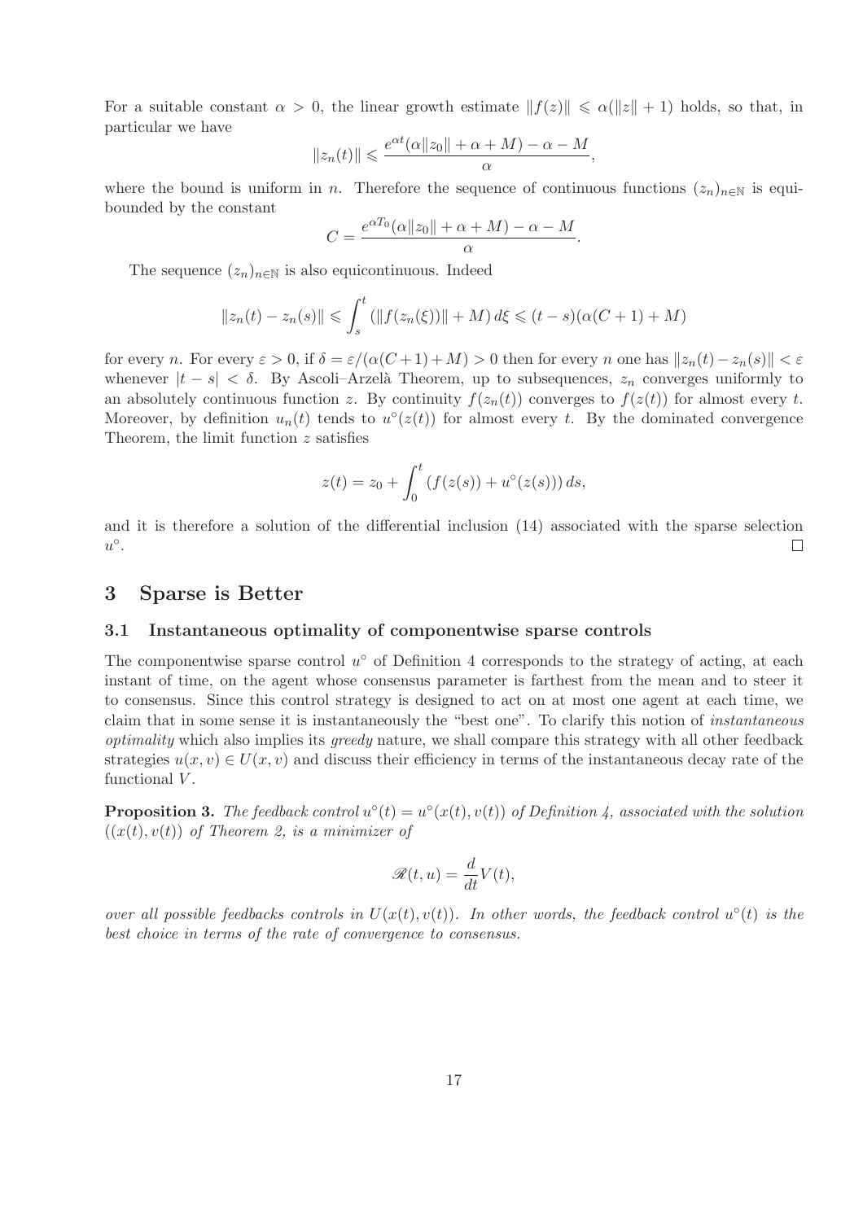For a suitable constant $\alpha > 0$, the linear growth estimate $\|f(z)\| \leqslant \alpha(\|z\| + 1)$ holds, so that, in particular we have

$$\|z_n(t)\| \leqslant \frac{e^{\alpha t}(\alpha\|z_0\| + \alpha + M) - \alpha - M}{\alpha},$$

where the bound is uniform in $n$. Therefore the sequence of continuous functions $(z_n)_{n\in\mathbb{N}}$ is equibounded by the constant

$$C = \frac{e^{\alpha T_0}(\alpha\|z_0\| + \alpha + M) - \alpha - M}{\alpha}.$$

The sequence $(z_n)_{n\in\mathbb{N}}$ is also equicontinuous. Indeed

$$\|z_n(t) - z_n(s)\| \leqslant \int_s^t (\|f(z_n(\xi))\| + M)\, d\xi \leqslant (t-s)(\alpha(C+1) + M)$$

for every $n$. For every $\varepsilon > 0$, if $\delta = \varepsilon/(\alpha(C+1)+M) > 0$ then for every $n$ one has $\|z_n(t) - z_n(s)\| < \varepsilon$ whenever $|t - s| < \delta$. By Ascoli–Arzelà Theorem, up to subsequences, $z_n$ converges uniformly to an absolutely continuous function $z$. By continuity $f(z_n(t))$ converges to $f(z(t))$ for almost every $t$. Moreover, by definition $u_n(t)$ tends to $u^\circ(z(t))$ for almost every $t$. By the dominated convergence Theorem, the limit function $z$ satisfies

$$z(t) = z_0 + \int_0^t (f(z(s)) + u^\circ(z(s)))\, ds,$$

and it is therefore a solution of the differential inclusion (14) associated with the sparse selection $u^\circ$. □

# 3 Sparse is Better

## 3.1 Instantaneous optimality of componentwise sparse controls

The componentwise sparse control $u^\circ$ of Definition 4 corresponds to the strategy of acting, at each instant of time, on the agent whose consensus parameter is farthest from the mean and to steer it to consensus. Since this control strategy is designed to act on at most one agent at each time, we claim that in some sense it is instantaneously the "best one". To clarify this notion of *instantaneous optimality* which also implies its *greedy* nature, we shall compare this strategy with all other feedback strategies $u(x, v) \in U(x, v)$ and discuss their efficiency in terms of the instantaneous decay rate of the functional $V$.

**Proposition 3.** *The feedback control $u^\circ(t) = u^\circ(x(t), v(t))$ of Definition 4, associated with the solution $((x(t), v(t))$ of Theorem 2, is a minimizer of*

$$\mathscr{R}(t, u) = \frac{d}{dt} V(t),$$

*over all possible feedbacks controls in $U(x(t), v(t))$. In other words, the feedback control $u^\circ(t)$ is the best choice in terms of the rate of convergence to consensus.*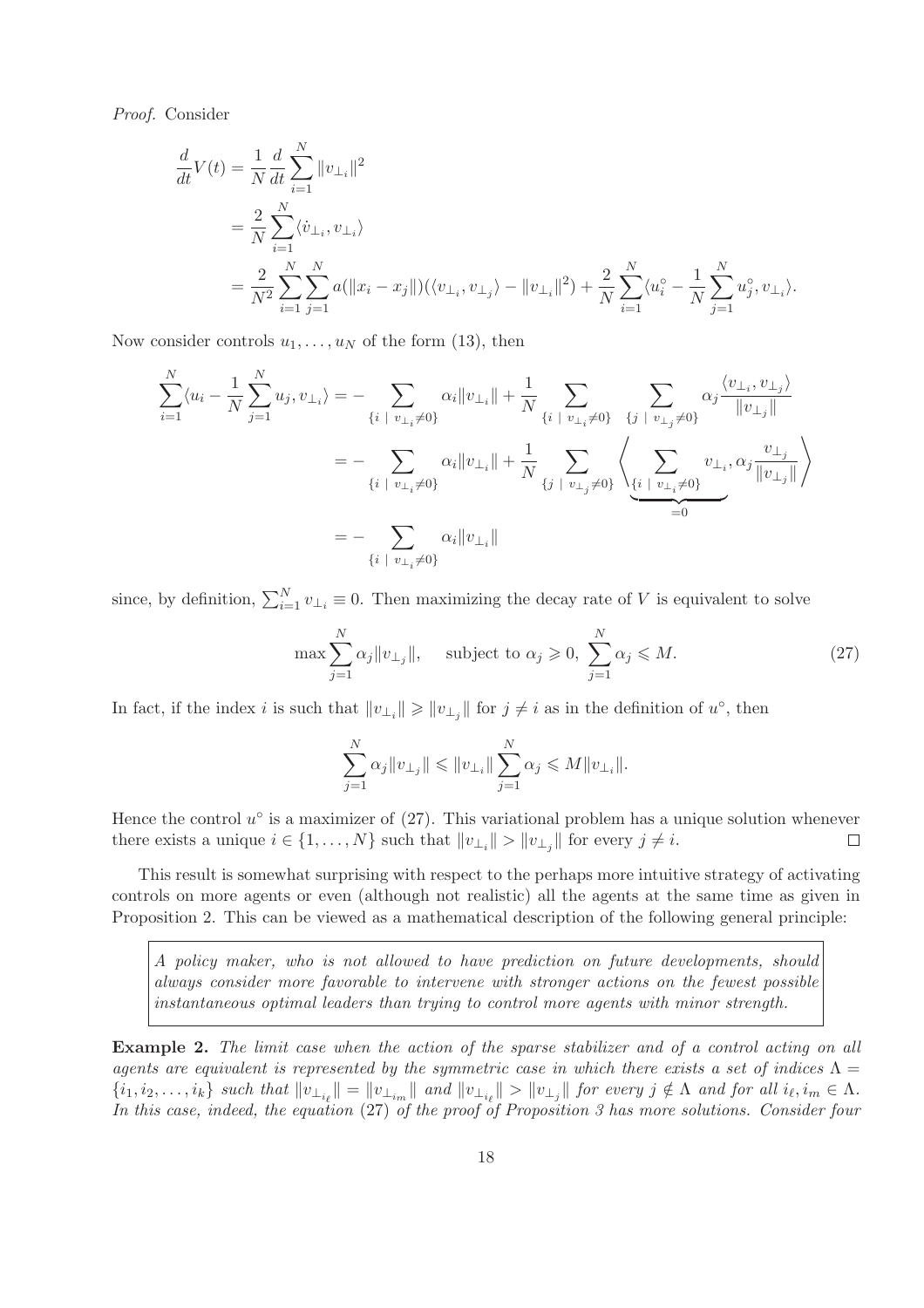*Proof.* Consider

$$
\begin{aligned}
\frac{d}{dt}V(t) &= \frac{1}{N}\frac{d}{dt}\sum_{i=1}^{N}\|v_{\perp_i}\|^2 \\
&= \frac{2}{N}\sum_{i=1}^{N}\langle \dot{v}_{\perp_i}, v_{\perp_i}\rangle \\
&= \frac{2}{N^2}\sum_{i=1}^{N}\sum_{j=1}^{N} a(\|x_i - x_j\|)(\langle v_{\perp_i}, v_{\perp_j}\rangle - \|v_{\perp_i}\|^2) + \frac{2}{N}\sum_{i=1}^{N}\langle u_i^\circ - \frac{1}{N}\sum_{j=1}^{N} u_j^\circ, v_{\perp_i}\rangle.
\end{aligned}
$$

Now consider controls $u_1, \ldots, u_N$ of the form (13), then

$$
\begin{aligned}
\sum_{i=1}^{N}\langle u_i - \frac{1}{N}\sum_{j=1}^{N} u_j, v_{\perp_i}\rangle &= -\sum_{\{i \ | \ v_{\perp_i}\neq 0\}} \alpha_i \|v_{\perp_i}\| + \frac{1}{N}\sum_{\{i \ | \ v_{\perp_i}\neq 0\}}\ \sum_{\{j \ | \ v_{\perp_j}\neq 0\}} \alpha_j \frac{\langle v_{\perp_i}, v_{\perp_j}\rangle}{\|v_{\perp_j}\|} \\
&= -\sum_{\{i \ | \ v_{\perp_i}\neq 0\}} \alpha_i \|v_{\perp_i}\| + \frac{1}{N}\sum_{\{j \ | \ v_{\perp_j}\neq 0\}} \left\langle \underbrace{\sum_{\{i \ | \ v_{\perp_i}\neq 0\}} v_{\perp_i}}_{=0}, \alpha_j \frac{v_{\perp_j}}{\|v_{\perp_j}\|}\right\rangle \\
&= -\sum_{\{i \ | \ v_{\perp_i}\neq 0\}} \alpha_i \|v_{\perp_i}\|
\end{aligned}
$$

since, by definition, $\sum_{i=1}^{N} v_{\perp_i} \equiv 0$. Then maximizing the decay rate of $V$ is equivalent to solve

$$
\max \sum_{j=1}^{N} \alpha_j \|v_{\perp_j}\|, \quad \text{subject to } \alpha_j \geqslant 0,\ \sum_{j=1}^{N}\alpha_j \leqslant M. \tag{27}
$$

In fact, if the index $i$ is such that $\|v_{\perp_i}\| \geqslant \|v_{\perp_j}\|$ for $j \neq i$ as in the definition of $u^\circ$, then

$$
\sum_{j=1}^{N} \alpha_j \|v_{\perp_j}\| \leqslant \|v_{\perp_i}\| \sum_{j=1}^{N}\alpha_j \leqslant M\|v_{\perp_i}\|.
$$

Hence the control $u^\circ$ is a maximizer of (27). This variational problem has a unique solution whenever there exists a unique $i \in \{1, \ldots, N\}$ such that $\|v_{\perp_i}\| > \|v_{\perp_j}\|$ for every $j \neq i$. □

This result is somewhat surprising with respect to the perhaps more intuitive strategy of activating controls on more agents or even (although not realistic) all the agents at the same time as given in Proposition 2. This can be viewed as a mathematical description of the following general principle:

> *A policy maker, who is not allowed to have prediction on future developments, should always consider more favorable to intervene with stronger actions on the fewest possible instantaneous optimal leaders than trying to control more agents with minor strength.*

**Example 2.** *The limit case when the action of the sparse stabilizer and of a control acting on all agents are equivalent is represented by the symmetric case in which there exists a set of indices $\Lambda = \{i_1, i_2, \ldots, i_k\}$ such that $\|v_{\perp_{i_\ell}}\| = \|v_{\perp_{i_m}}\|$ and $\|v_{\perp_{i_\ell}}\| > \|v_{\perp_j}\|$ for every $j \notin \Lambda$ and for all $i_\ell, i_m \in \Lambda$. In this case, indeed, the equation* (27) *of the proof of Proposition 3 has more solutions. Consider four*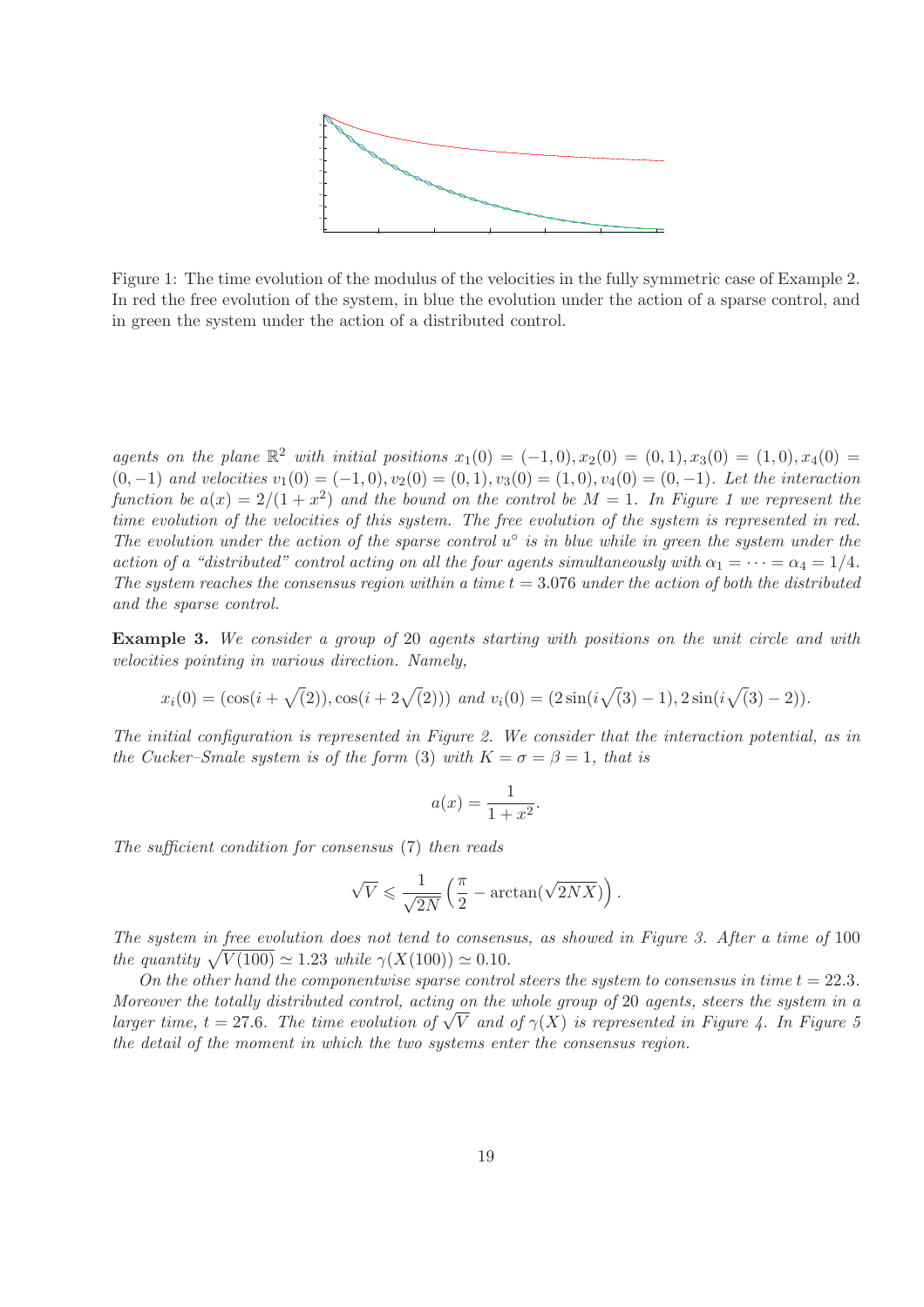Figure 1: The time evolution of the modulus of the velocities in the fully symmetric case of Example 2. In red the free evolution of the system, in blue the evolution under the action of a sparse control, and in green the system under the action of a distributed control.

*agents on the plane $\mathbb{R}^2$ with initial positions $x_1(0) = (-1, 0), x_2(0) = (0, 1), x_3(0) = (1, 0), x_4(0) = (0, -1)$ and velocities $v_1(0) = (-1, 0), v_2(0) = (0, 1), v_3(0) = (1, 0), v_4(0) = (0, -1)$. Let the interaction function be $a(x) = 2/(1 + x^2)$ and the bound on the control be $M = 1$. In Figure 1 we represent the time evolution of the velocities of this system. The free evolution of the system is represented in red. The evolution under the action of the sparse control $u^\circ$ is in blue while in green the system under the action of a "distributed" control acting on all the four agents simultaneously with $\alpha_1 = \cdots = \alpha_4 = 1/4$. The system reaches the consensus region within a time $t = 3.076$ under the action of both the distributed and the sparse control.*

**Example 3.** *We consider a group of 20 agents starting with positions on the unit circle and with velocities pointing in various direction. Namely,*

$$x_i(0) = (\cos(i + \sqrt(2)), \cos(i + 2\sqrt(2))) \text{ and } v_i(0) = (2\sin(i\sqrt(3) - 1), 2\sin(i\sqrt(3) - 2)).$$

*The initial configuration is represented in Figure 2. We consider that the interaction potential, as in the Cucker–Smale system is of the form (3) with $K = \sigma = \beta = 1$, that is*

$$a(x) = \frac{1}{1 + x^2}.$$

*The sufficient condition for consensus (7) then reads*

$$\sqrt{V} \leqslant \frac{1}{\sqrt{2N}} \left( \frac{\pi}{2} - \arctan(\sqrt{2NX}) \right).$$

*The system in free evolution does not tend to consensus, as showed in Figure 3. After a time of 100 the quantity $\sqrt{V(100)} \simeq 1.23$ while $\gamma(X(100)) \simeq 0.10$.*

*On the other hand the componentwise sparse control steers the system to consensus in time $t = 22.3$. Moreover the totally distributed control, acting on the whole group of 20 agents, steers the system in a larger time, $t = 27.6$. The time evolution of $\sqrt{V}$ and of $\gamma(X)$ is represented in Figure 4. In Figure 5 the detail of the moment in which the two systems enter the consensus region.*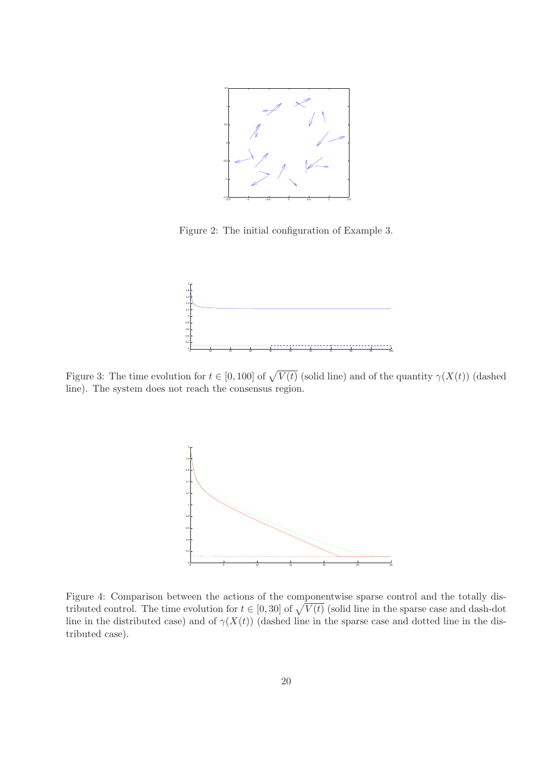Figure 2: The initial configuration of Example 3.

Figure 3: The time evolution for $t \in [0, 100]$ of $\sqrt{V(t)}$ (solid line) and of the quantity $\gamma(X(t))$ (dashed line). The system does not reach the consensus region.

Figure 4: Comparison between the actions of the componentwise sparse control and the totally distributed control. The time evolution for $t \in [0, 30]$ of $\sqrt{V(t)}$ (solid line in the sparse case and dash-dot line in the distributed case) and of $\gamma(X(t))$ (dashed line in the sparse case and dotted line in the distributed case).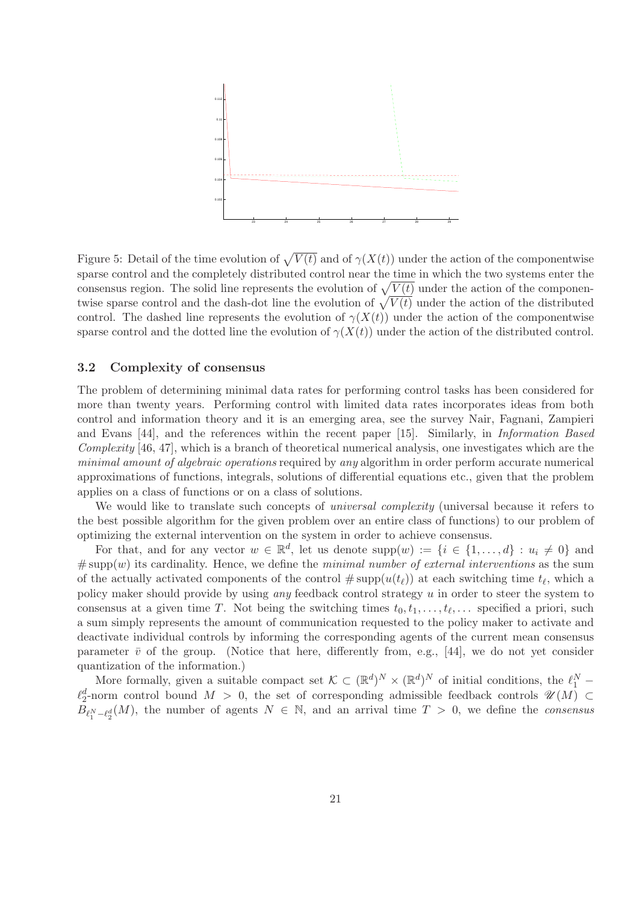Figure 5: Detail of the time evolution of $\sqrt{V(t)}$ and of $\gamma(X(t))$ under the action of the componentwise sparse control and the completely distributed control near the time in which the two systems enter the consensus region. The solid line represents the evolution of $\sqrt{V(t)}$ under the action of the componentwise sparse control and the dash-dot line the evolution of $\sqrt{V(t)}$ under the action of the distributed control. The dashed line represents the evolution of $\gamma(X(t))$ under the action of the componentwise sparse control and the dotted line the evolution of $\gamma(X(t))$ under the action of the distributed control.

### 3.2 Complexity of consensus

The problem of determining minimal data rates for performing control tasks has been considered for more than twenty years. Performing control with limited data rates incorporates ideas from both control and information theory and it is an emerging area, see the survey Nair, Fagnani, Zampieri and Evans [44], and the references within the recent paper [15]. Similarly, in *Information Based Complexity* [46, 47], which is a branch of theoretical numerical analysis, one investigates which are the *minimal amount of algebraic operations* required by *any* algorithm in order perform accurate numerical approximations of functions, integrals, solutions of differential equations etc., given that the problem applies on a class of functions or on a class of solutions.

We would like to translate such concepts of *universal complexity* (universal because it refers to the best possible algorithm for the given problem over an entire class of functions) to our problem of optimizing the external intervention on the system in order to achieve consensus.

For that, and for any vector $w \in \mathbb{R}^d$, let us denote $\mathrm{supp}(w) := \{i \in \{1, \dots, d\} : u_i \neq 0\}$ and $\#\,\mathrm{supp}(w)$ its cardinality. Hence, we define the *minimal number of external interventions* as the sum of the actually activated components of the control $\#\,\mathrm{supp}(u(t_\ell))$ at each switching time $t_\ell$, which a policy maker should provide by using *any* feedback control strategy $u$ in order to steer the system to consensus at a given time $T$. Not being the switching times $t_0, t_1, \dots, t_\ell, \dots$ specified a priori, such a sum simply represents the amount of communication requested to the policy maker to activate and deactivate individual controls by informing the corresponding agents of the current mean consensus parameter $\bar{v}$ of the group. (Notice that here, differently from, e.g., [44], we do not yet consider quantization of the information.)

More formally, given a suitable compact set $\mathcal{K} \subset (\mathbb{R}^d)^N \times (\mathbb{R}^d)^N$ of initial conditions, the $\ell_1^N - \ell_2^d$-norm control bound $M > 0$, the set of corresponding admissible feedback controls $\mathscr{U}(M) \subset B_{\ell_1^N - \ell_2^d}(M)$, the number of agents $N \in \mathbb{N}$, and an arrival time $T > 0$, we define the *consensus*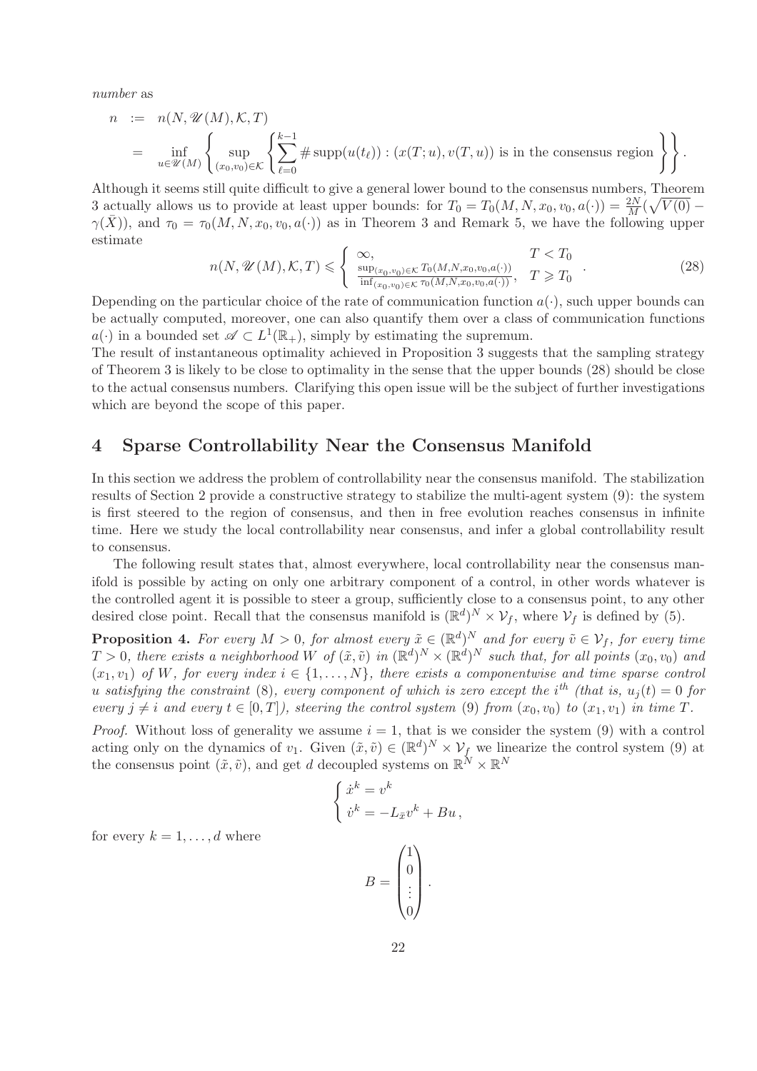*number* as

$$
\begin{aligned}
n &:= n(N, \mathscr{U}(M), \mathcal{K}, T) \\
&= \inf_{u \in \mathscr{U}(M)} \left\{ \sup_{(x_0,v_0)\in\mathcal{K}} \left\{ \sum_{\ell=0}^{k-1} \# \operatorname{supp}(u(t_\ell)) : (x(T;u), v(T,u)) \text{ is in the consensus region} \right\} \right\}.
\end{aligned}
$$

Although it seems still quite difficult to give a general lower bound to the consensus numbers, Theorem 3 actually allows us to provide at least upper bounds: for $T_0 = T_0(M, N, x_0, v_0, a(\cdot)) = \frac{2N}{M}(\sqrt{V(0)} - \gamma(\bar{X}))$, and $\tau_0 = \tau_0(M, N, x_0, v_0, a(\cdot))$ as in Theorem 3 and Remark 5, we have the following upper estimate

$$
n(N, \mathscr{U}(M), \mathcal{K}, T) \leqslant \begin{cases} \infty, & T < T_0 \\ \frac{\sup_{(x_0,v_0)\in\mathcal{K}} T_0(M,N,x_0,v_0,a(\cdot))}{\inf_{(x_0,v_0)\in\mathcal{K}} \tau_0(M,N,x_0,v_0,a(\cdot))}, & T \geqslant T_0 \end{cases}. \tag{28}
$$

Depending on the particular choice of the rate of communication function $a(\cdot)$, such upper bounds can be actually computed, moreover, one can also quantify them over a class of communication functions $a(\cdot)$ in a bounded set $\mathscr{A} \subset L^1(\mathbb{R}_+)$, simply by estimating the supremum.
The result of instantaneous optimality achieved in Proposition 3 suggests that the sampling strategy of Theorem 3 is likely to be close to optimality in the sense that the upper bounds (28) should be close to the actual consensus numbers. Clarifying this open issue will be the subject of further investigations which are beyond the scope of this paper.

## 4 Sparse Controllability Near the Consensus Manifold

In this section we address the problem of controllability near the consensus manifold. The stabilization results of Section 2 provide a constructive strategy to stabilize the multi-agent system (9): the system is first steered to the region of consensus, and then in free evolution reaches consensus in infinite time. Here we study the local controllability near consensus, and infer a global controllability result to consensus.

The following result states that, almost everywhere, local controllability near the consensus manifold is possible by acting on only one arbitrary component of a control, in other words whatever is the controlled agent it is possible to steer a group, sufficiently close to a consensus point, to any other desired close point. Recall that the consensus manifold is $(\mathbb{R}^d)^N \times \mathcal{V}_f$, where $\mathcal{V}_f$ is defined by (5).

**Proposition 4.** *For every $M > 0$, for almost every $\tilde{x} \in (\mathbb{R}^d)^N$ and for every $\tilde{v} \in \mathcal{V}_f$, for every time $T > 0$, there exists a neighborhood $W$ of $(\tilde{x}, \tilde{v})$ in $(\mathbb{R}^d)^N \times (\mathbb{R}^d)^N$ such that, for all points $(x_0, v_0)$ and $(x_1, v_1)$ of $W$, for every index $i \in \{1, \ldots, N\}$, there exists a componentwise and time sparse control $u$ satisfying the constraint (8), every component of which is zero except the $i^{th}$ (that is, $u_j(t) = 0$ for every $j \neq i$ and every $t \in [0, T]$), steering the control system (9) from $(x_0, v_0)$ to $(x_1, v_1)$ in time $T$.*

*Proof.* Without loss of generality we assume $i = 1$, that is we consider the system (9) with a control acting only on the dynamics of $v_1$. Given $(\tilde{x}, \tilde{v}) \in (\mathbb{R}^d)^N \times \mathcal{V}_f$ we linearize the control system (9) at the consensus point $(\tilde{x}, \tilde{v})$, and get $d$ decoupled systems on $\mathbb{R}^N \times \mathbb{R}^N$

$$
\begin{cases} \dot{x}^k = v^k \\ \dot{v}^k = -L_{\tilde{x}} v^k + Bu\,, \end{cases}
$$

for every $k = 1, \ldots, d$ where

$$
B = \begin{pmatrix} 1 \\ 0 \\ \vdots \\ 0 \end{pmatrix}.
$$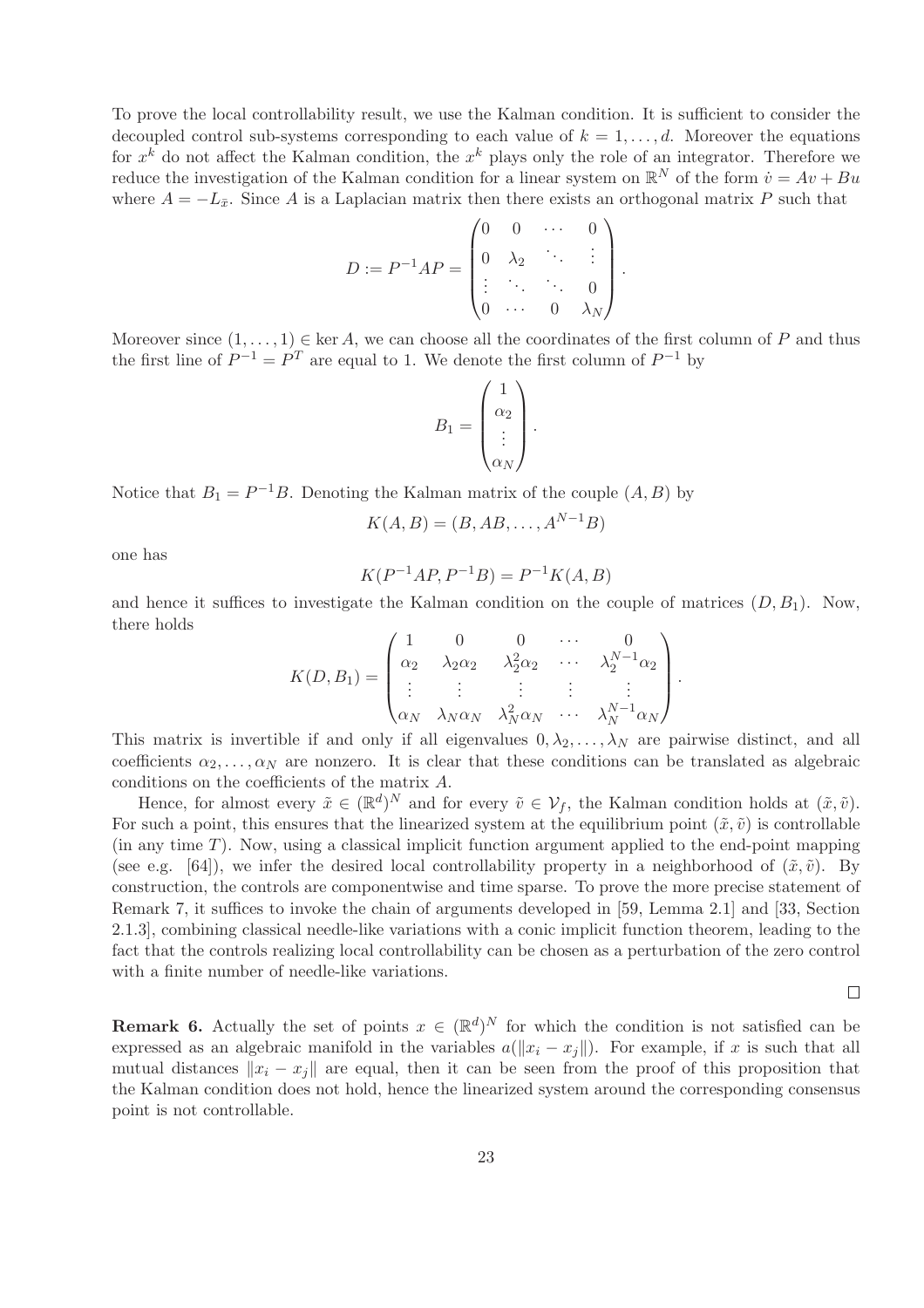To prove the local controllability result, we use the Kalman condition. It is sufficient to consider the decoupled control sub-systems corresponding to each value of $k = 1, \ldots, d$. Moreover the equations for $x^k$ do not affect the Kalman condition, the $x^k$ plays only the role of an integrator. Therefore we reduce the investigation of the Kalman condition for a linear system on $\mathbb{R}^N$ of the form $\dot{v} = Av + Bu$ where $A = -L_{\tilde{x}}$. Since $A$ is a Laplacian matrix then there exists an orthogonal matrix $P$ such that

$$D := P^{-1}AP = \begin{pmatrix} 0 & 0 & \cdots & 0 \\ 0 & \lambda_2 & \ddots & \vdots \\ \vdots & \ddots & \ddots & 0 \\ 0 & \cdots & 0 & \lambda_N \end{pmatrix}.$$

Moreover since $(1, \ldots, 1) \in \ker A$, we can choose all the coordinates of the first column of $P$ and thus the first line of $P^{-1} = P^T$ are equal to 1. We denote the first column of $P^{-1}$ by

$$B_1 = \begin{pmatrix} 1 \\ \alpha_2 \\ \vdots \\ \alpha_N \end{pmatrix}.$$

Notice that $B_1 = P^{-1}B$. Denoting the Kalman matrix of the couple $(A, B)$ by

$$K(A, B) = (B, AB, \ldots, A^{N-1}B)$$

one has

$$K(P^{-1}AP, P^{-1}B) = P^{-1}K(A, B)$$

and hence it suffices to investigate the Kalman condition on the couple of matrices $(D, B_1)$. Now, there holds

$$K(D, B_1) = \begin{pmatrix} 1 & 0 & 0 & \cdots & 0 \\ \alpha_2 & \lambda_2\alpha_2 & \lambda_2^2\alpha_2 & \cdots & \lambda_2^{N-1}\alpha_2 \\ \vdots & \vdots & \vdots & \vdots & \vdots \\ \alpha_N & \lambda_N\alpha_N & \lambda_N^2\alpha_N & \cdots & \lambda_N^{N-1}\alpha_N \end{pmatrix}.$$

This matrix is invertible if and only if all eigenvalues $0, \lambda_2, \ldots, \lambda_N$ are pairwise distinct, and all coefficients $\alpha_2, \ldots, \alpha_N$ are nonzero. It is clear that these conditions can be translated as algebraic conditions on the coefficients of the matrix $A$.

Hence, for almost every $\tilde{x} \in (\mathbb{R}^d)^N$ and for every $\tilde{v} \in \mathcal{V}_f$, the Kalman condition holds at $(\tilde{x}, \tilde{v})$. For such a point, this ensures that the linearized system at the equilibrium point $(\tilde{x}, \tilde{v})$ is controllable (in any time $T$). Now, using a classical implicit function argument applied to the end-point mapping (see e.g. [64]), we infer the desired local controllability property in a neighborhood of $(\tilde{x}, \tilde{v})$. By construction, the controls are componentwise and time sparse. To prove the more precise statement of Remark 7, it suffices to invoke the chain of arguments developed in [59, Lemma 2.1] and [33, Section 2.1.3], combining classical needle-like variations with a conic implicit function theorem, leading to the fact that the controls realizing local controllability can be chosen as a perturbation of the zero control with a finite number of needle-like variations.

$\square$

**Remark 6.** Actually the set of points $x \in (\mathbb{R}^d)^N$ for which the condition is not satisfied can be expressed as an algebraic manifold in the variables $a(\|x_i - x_j\|)$. For example, if $x$ is such that all mutual distances $\|x_i - x_j\|$ are equal, then it can be seen from the proof of this proposition that the Kalman condition does not hold, hence the linearized system around the corresponding consensus point is not controllable.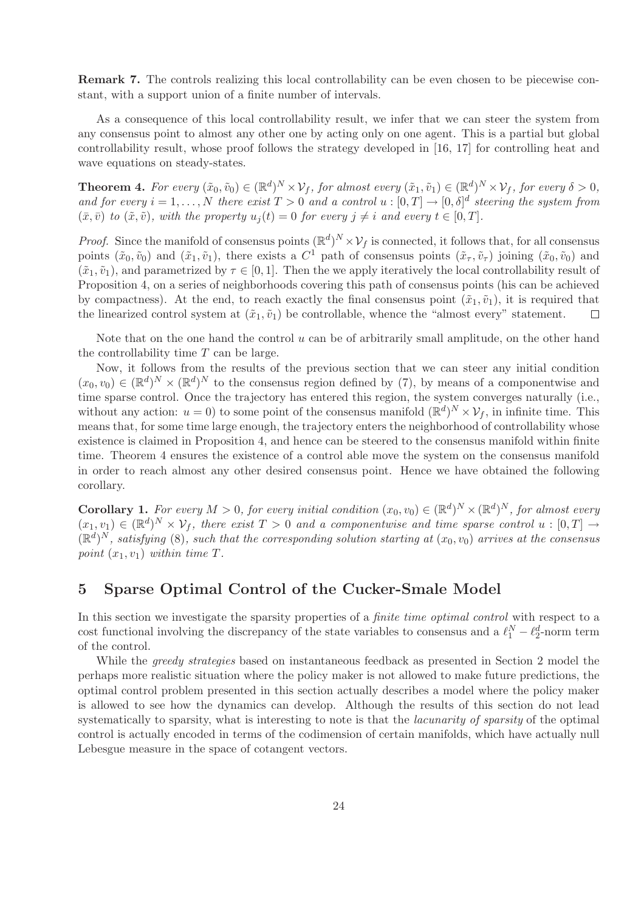**Remark 7.** The controls realizing this local controllability can be even chosen to be piecewise constant, with a support union of a finite number of intervals.

As a consequence of this local controllability result, we infer that we can steer the system from any consensus point to almost any other one by acting only on one agent. This is a partial but global controllability result, whose proof follows the strategy developed in [16, 17] for controlling heat and wave equations on steady-states.

**Theorem 4.** *For every $(\tilde{x}_0, \tilde{v}_0) \in (\mathbb{R}^d)^N \times \mathcal{V}_f$, for almost every $(\tilde{x}_1, \tilde{v}_1) \in (\mathbb{R}^d)^N \times \mathcal{V}_f$, for every $\delta > 0$, and for every $i = 1, \ldots, N$ there exist $T > 0$ and a control $u : [0, T] \to [0, \delta]^d$ steering the system from $(\bar{x}, \bar{v})$ to $(\tilde{x}, \tilde{v})$, with the property $u_j(t) = 0$ for every $j \neq i$ and every $t \in [0, T]$.*

*Proof.* Since the manifold of consensus points $(\mathbb{R}^d)^N \times \mathcal{V}_f$ is connected, it follows that, for all consensus points $(\tilde{x}_0, \tilde{v}_0)$ and $(\tilde{x}_1, \tilde{v}_1)$, there exists a $C^1$ path of consensus points $(\tilde{x}_\tau, \tilde{v}_\tau)$ joining $(\tilde{x}_0, \tilde{v}_0)$ and $(\tilde{x}_1, \tilde{v}_1)$, and parametrized by $\tau \in [0, 1]$. Then the we apply iteratively the local controllability result of Proposition 4, on a series of neighborhoods covering this path of consensus points (his can be achieved by compactness). At the end, to reach exactly the final consensus point $(\tilde{x}_1, \tilde{v}_1)$, it is required that the linearized control system at $(\tilde{x}_1, \tilde{v}_1)$ be controllable, whence the "almost every" statement. $\square$

Note that on the one hand the control $u$ can be of arbitrarily small amplitude, on the other hand the controllability time $T$ can be large.

Now, it follows from the results of the previous section that we can steer any initial condition $(x_0, v_0) \in (\mathbb{R}^d)^N \times (\mathbb{R}^d)^N$ to the consensus region defined by (7), by means of a componentwise and time sparse control. Once the trajectory has entered this region, the system converges naturally (i.e., without any action: $u = 0$) to some point of the consensus manifold $(\mathbb{R}^d)^N \times \mathcal{V}_f$, in infinite time. This means that, for some time large enough, the trajectory enters the neighborhood of controllability whose existence is claimed in Proposition 4, and hence can be steered to the consensus manifold within finite time. Theorem 4 ensures the existence of a control able move the system on the consensus manifold in order to reach almost any other desired consensus point. Hence we have obtained the following corollary.

**Corollary 1.** *For every $M > 0$, for every initial condition $(x_0, v_0) \in (\mathbb{R}^d)^N \times (\mathbb{R}^d)^N$, for almost every $(x_1, v_1) \in (\mathbb{R}^d)^N \times \mathcal{V}_f$, there exist $T > 0$ and a componentwise and time sparse control $u : [0, T] \to (\mathbb{R}^d)^N$, satisfying (8), such that the corresponding solution starting at $(x_0, v_0)$ arrives at the consensus point $(x_1, v_1)$ within time $T$.*

## 5 Sparse Optimal Control of the Cucker-Smale Model

In this section we investigate the sparsity properties of a *finite time optimal control* with respect to a cost functional involving the discrepancy of the state variables to consensus and a $\ell_1^N - \ell_2^d$-norm term of the control.

While the *greedy strategies* based on instantaneous feedback as presented in Section 2 model the perhaps more realistic situation where the policy maker is not allowed to make future predictions, the optimal control problem presented in this section actually describes a model where the policy maker is allowed to see how the dynamics can develop. Although the results of this section do not lead systematically to sparsity, what is interesting to note is that the *lacunarity of sparsity* of the optimal control is actually encoded in terms of the codimension of certain manifolds, which have actually null Lebesgue measure in the space of cotangent vectors.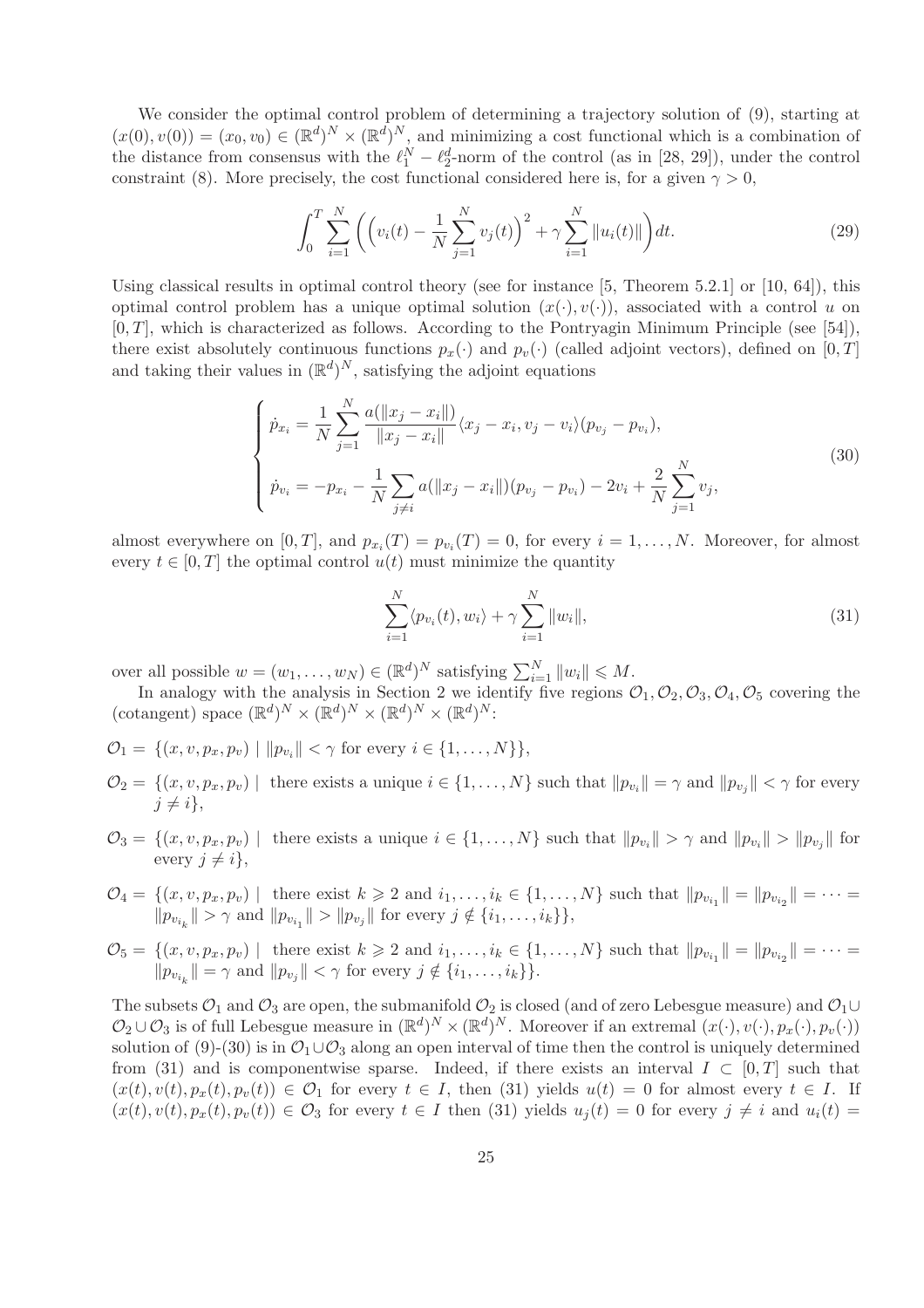We consider the optimal control problem of determining a trajectory solution of (9), starting at $(x(0), v(0)) = (x_0, v_0) \in (\mathbb{R}^d)^N \times (\mathbb{R}^d)^N$, and minimizing a cost functional which is a combination of the distance from consensus with the $\ell_1^N - \ell_2^d$-norm of the control (as in [28, 29]), under the control constraint (8). More precisely, the cost functional considered here is, for a given $\gamma > 0$,

$$\int_0^T \sum_{i=1}^N \left( \left( v_i(t) - \frac{1}{N} \sum_{j=1}^N v_j(t) \right)^2 + \gamma \sum_{i=1}^N \|u_i(t)\| \right) dt. \tag{29}$$

Using classical results in optimal control theory (see for instance [5, Theorem 5.2.1] or [10, 64]), this optimal control problem has a unique optimal solution $(x(\cdot), v(\cdot))$, associated with a control $u$ on $[0, T]$, which is characterized as follows. According to the Pontryagin Minimum Principle (see [54]), there exist absolutely continuous functions $p_x(\cdot)$ and $p_v(\cdot)$ (called adjoint vectors), defined on $[0, T]$ and taking their values in $(\mathbb{R}^d)^N$, satisfying the adjoint equations

$$\begin{cases} \dot{p}_{x_i} = \dfrac{1}{N} \displaystyle\sum_{j=1}^N \frac{a(\|x_j - x_i\|)}{\|x_j - x_i\|} \langle x_j - x_i, v_j - v_i \rangle (p_{v_j} - p_{v_i}), \\ \dot{p}_{v_i} = -p_{x_i} - \dfrac{1}{N} \displaystyle\sum_{j \neq i} a(\|x_j - x_i\|)(p_{v_j} - p_{v_i}) - 2v_i + \frac{2}{N} \sum_{j=1}^N v_j, \end{cases} \tag{30}$$

almost everywhere on $[0, T]$, and $p_{x_i}(T) = p_{v_i}(T) = 0$, for every $i = 1, \ldots, N$. Moreover, for almost every $t \in [0, T]$ the optimal control $u(t)$ must minimize the quantity

$$\sum_{i=1}^N \langle p_{v_i}(t), w_i \rangle + \gamma \sum_{i=1}^N \|w_i\|, \tag{31}$$

over all possible $w = (w_1, \ldots, w_N) \in (\mathbb{R}^d)^N$ satisfying $\sum_{i=1}^N \|w_i\| \leqslant M$.

In analogy with the analysis in Section 2 we identify five regions $\mathcal{O}_1, \mathcal{O}_2, \mathcal{O}_3, \mathcal{O}_4, \mathcal{O}_5$ covering the (cotangent) space $(\mathbb{R}^d)^N \times (\mathbb{R}^d)^N \times (\mathbb{R}^d)^N \times (\mathbb{R}^d)^N$:

$\mathcal{O}_1 = \{(x, v, p_x, p_v) \mid \|p_{v_i}\| < \gamma \text{ for every } i \in \{1, \ldots, N\}\}$,

$\mathcal{O}_2 = \{(x, v, p_x, p_v) \mid$ there exists a unique $i \in \{1, \ldots, N\}$ such that $\|p_{v_i}\| = \gamma$ and $\|p_{v_j}\| < \gamma$ for every $j \neq i\}$,

$\mathcal{O}_3 = \{(x, v, p_x, p_v) \mid$ there exists a unique $i \in \{1, \ldots, N\}$ such that $\|p_{v_i}\| > \gamma$ and $\|p_{v_i}\| > \|p_{v_j}\|$ for every $j \neq i\}$,

$\mathcal{O}_4 = \{(x, v, p_x, p_v) \mid$ there exist $k \geqslant 2$ and $i_1, \ldots, i_k \in \{1, \ldots, N\}$ such that $\|p_{v_{i_1}}\| = \|p_{v_{i_2}}\| = \cdots = \|p_{v_{i_k}}\| > \gamma$ and $\|p_{v_{i_1}}\| > \|p_{v_j}\|$ for every $j \notin \{i_1, \ldots, i_k\}\}$,

$\mathcal{O}_5 = \{(x, v, p_x, p_v) \mid$ there exist $k \geqslant 2$ and $i_1, \ldots, i_k \in \{1, \ldots, N\}$ such that $\|p_{v_{i_1}}\| = \|p_{v_{i_2}}\| = \cdots = \|p_{v_{i_k}}\| = \gamma$ and $\|p_{v_j}\| < \gamma$ for every $j \notin \{i_1, \ldots, i_k\}\}$.

The subsets $\mathcal{O}_1$ and $\mathcal{O}_3$ are open, the submanifold $\mathcal{O}_2$ is closed (and of zero Lebesgue measure) and $\mathcal{O}_1 \cup \mathcal{O}_2 \cup \mathcal{O}_3$ is of full Lebesgue measure in $(\mathbb{R}^d)^N \times (\mathbb{R}^d)^N$. Moreover if an extremal $(x(\cdot), v(\cdot), p_x(\cdot), p_v(\cdot))$ solution of (9)-(30) is in $\mathcal{O}_1 \cup \mathcal{O}_3$ along an open interval of time then the control is uniquely determined from (31) and is componentwise sparse. Indeed, if there exists an interval $I \subset [0, T]$ such that $(x(t), v(t), p_x(t), p_v(t)) \in \mathcal{O}_1$ for every $t \in I$, then (31) yields $u(t) = 0$ for almost every $t \in I$. If $(x(t), v(t), p_x(t), p_v(t)) \in \mathcal{O}_3$ for every $t \in I$ then (31) yields $u_j(t) = 0$ for every $j \neq i$ and $u_i(t) =$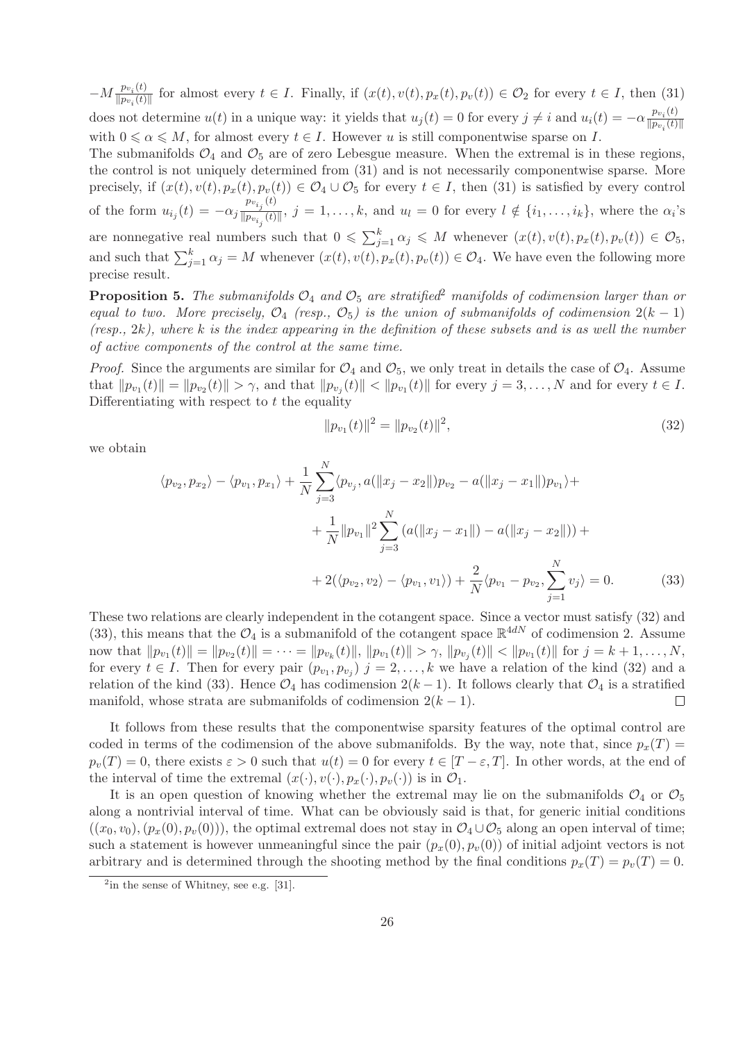$-M\frac{p_{v_i}(t)}{\|p_{v_i}(t)\|}$ for almost every $t \in I$. Finally, if $(x(t), v(t), p_x(t), p_v(t)) \in \mathcal{O}_2$ for every $t \in I$, then (31) does not determine $u(t)$ in a unique way: it yields that $u_j(t) = 0$ for every $j \neq i$ and $u_i(t) = -\alpha \frac{p_{v_i}(t)}{\|p_{v_i}(t)\|}$ with $0 \leqslant \alpha \leqslant M$, for almost every $t \in I$. However $u$ is still componentwise sparse on $I$.

The submanifolds $\mathcal{O}_4$ and $\mathcal{O}_5$ are of zero Lebesgue measure. When the extremal is in these regions, the control is not uniquely determined from (31) and is not necessarily componentwise sparse. More precisely, if $(x(t), v(t), p_x(t), p_v(t)) \in \mathcal{O}_4 \cup \mathcal{O}_5$ for every $t \in I$, then (31) is satisfied by every control of the form $u_{i_j}(t) = -\alpha_j \frac{p_{v_{i_j}}(t)}{\|p_{v_{i_j}}(t)\|}$, $j = 1, \ldots, k$, and $u_l = 0$ for every $l \notin \{i_1, \ldots, i_k\}$, where the $\alpha_i$'s are nonnegative real numbers such that $0 \leqslant \sum_{j=1}^k \alpha_j \leqslant M$ whenever $(x(t), v(t), p_x(t), p_v(t)) \in \mathcal{O}_5$, and such that $\sum_{j=1}^k \alpha_j = M$ whenever $(x(t), v(t), p_x(t), p_v(t)) \in \mathcal{O}_4$. We have even the following more precise result.

**Proposition 5.** *The submanifolds $\mathcal{O}_4$ and $\mathcal{O}_5$ are stratified[2] manifolds of codimension larger than or equal to two. More precisely, $\mathcal{O}_4$ (resp., $\mathcal{O}_5$) is the union of submanifolds of codimension $2(k-1)$ (resp., $2k$), where $k$ is the index appearing in the definition of these subsets and is as well the number of active components of the control at the same time.*

*Proof.* Since the arguments are similar for $\mathcal{O}_4$ and $\mathcal{O}_5$, we only treat in details the case of $\mathcal{O}_4$. Assume that $\|p_{v_1}(t)\| = \|p_{v_2}(t)\| > \gamma$, and that $\|p_{v_j}(t)\| < \|p_{v_1}(t)\|$ for every $j = 3, \ldots, N$ and for every $t \in I$. Differentiating with respect to $t$ the equality

$$\|p_{v_1}(t)\|^2 = \|p_{v_2}(t)\|^2, \tag{32}$$

we obtain

$$\begin{aligned}
\langle p_{v_2}, p_{x_2} \rangle - \langle p_{v_1}, p_{x_1} \rangle + \frac{1}{N}\sum_{j=3}^{N} \langle p_{v_j}, a(\|x_j - x_2\|)p_{v_2} - a(\|x_j - x_1\|)p_{v_1} \rangle + \\
+ \frac{1}{N}\|p_{v_1}\|^2 \sum_{j=3}^{N} \left(a(\|x_j - x_1\|) - a(\|x_j - x_2\|)\right) + \\
+ 2(\langle p_{v_2}, v_2 \rangle - \langle p_{v_1}, v_1 \rangle) + \frac{2}{N}\langle p_{v_1} - p_{v_2}, \sum_{j=1}^{N} v_j \rangle = 0.
\end{aligned} \tag{33}$$

These two relations are clearly independent in the cotangent space. Since a vector must satisfy (32) and (33), this means that the $\mathcal{O}_4$ is a submanifold of the cotangent space $\mathbb{R}^{4dN}$ of codimension 2. Assume now that $\|p_{v_1}(t)\| = \|p_{v_2}(t)\| = \cdots = \|p_{v_k}(t)\|$, $\|p_{v_1}(t)\| > \gamma$, $\|p_{v_j}(t)\| < \|p_{v_1}(t)\|$ for $j = k+1, \ldots, N$, for every $t \in I$. Then for every pair $(p_{v_1}, p_{v_j})$ $j = 2, \ldots, k$ we have a relation of the kind (32) and a relation of the kind (33). Hence $\mathcal{O}_4$ has codimension $2(k-1)$. It follows clearly that $\mathcal{O}_4$ is a stratified manifold, whose strata are submanifolds of codimension $2(k-1)$. $\square$

It follows from these results that the componentwise sparsity features of the optimal control are coded in terms of the codimension of the above submanifolds. By the way, note that, since $p_x(T) = p_v(T) = 0$, there exists $\varepsilon > 0$ such that $u(t) = 0$ for every $t \in [T - \varepsilon, T]$. In other words, at the end of the interval of time the extremal $(x(\cdot), v(\cdot), p_x(\cdot), p_v(\cdot))$ is in $\mathcal{O}_1$.

It is an open question of knowing whether the extremal may lie on the submanifolds $\mathcal{O}_4$ or $\mathcal{O}_5$ along a nontrivial interval of time. What can be obviously said is that, for generic initial conditions $((x_0, v_0), (p_x(0), p_v(0)))$, the optimal extremal does not stay in $\mathcal{O}_4 \cup \mathcal{O}_5$ along an open interval of time; such a statement is however unmeaningful since the pair $(p_x(0), p_v(0))$ of initial adjoint vectors is not arbitrary and is determined through the shooting method by the final conditions $p_x(T) = p_v(T) = 0$.

[2] in the sense of Whitney, see e.g. [31].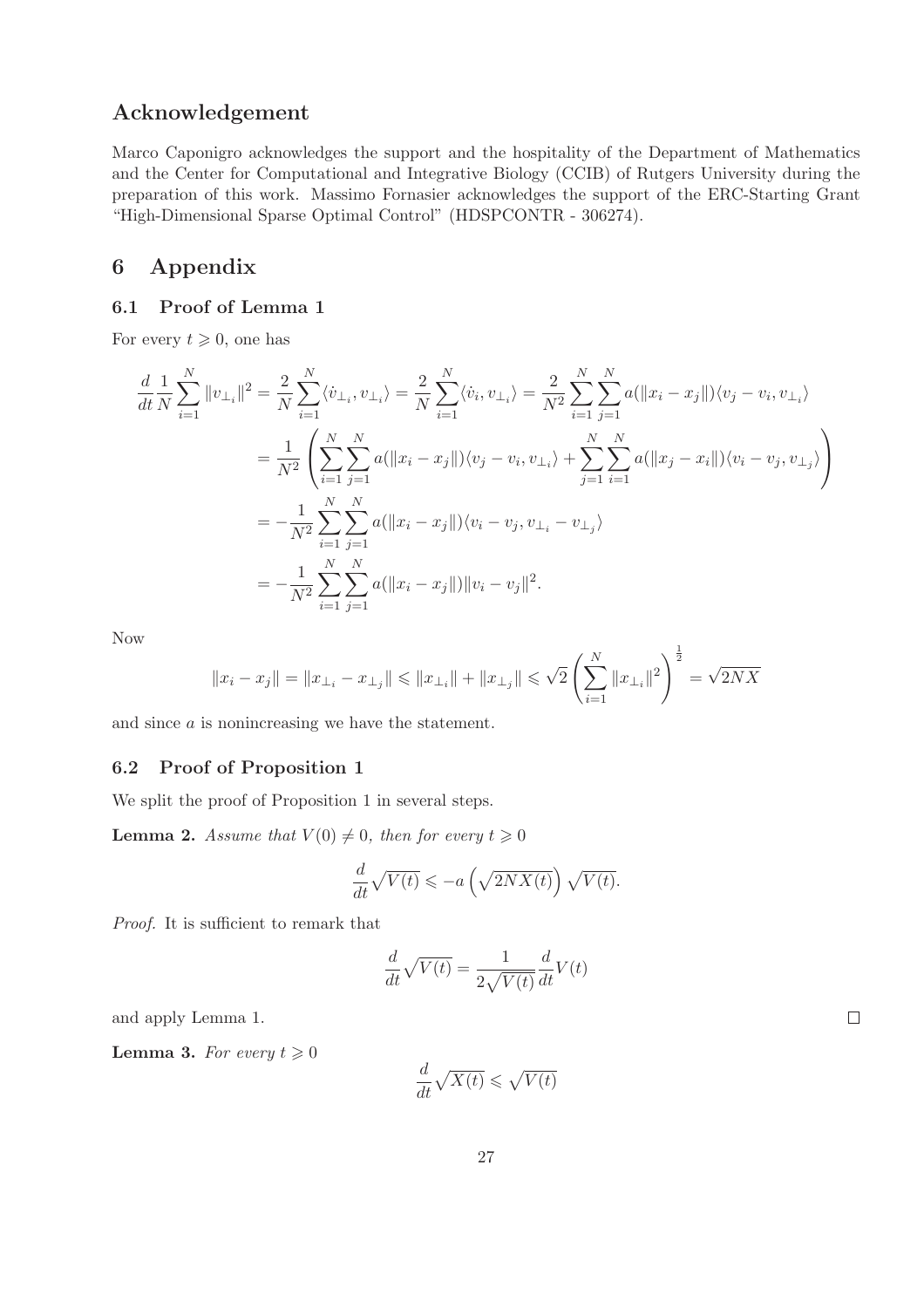## Acknowledgement

Marco Caponigro acknowledges the support and the hospitality of the Department of Mathematics and the Center for Computational and Integrative Biology (CCIB) of Rutgers University during the preparation of this work. Massimo Fornasier acknowledges the support of the ERC-Starting Grant "High-Dimensional Sparse Optimal Control" (HDSPCONTR - 306274).

# 6 Appendix

### 6.1 Proof of Lemma 1

For every $t \geqslant 0$, one has

$$
\begin{aligned}
\frac{d}{dt}\frac{1}{N}\sum_{i=1}^{N}\|v_{\perp_i}\|^2 &= \frac{2}{N}\sum_{i=1}^{N}\langle \dot{v}_{\perp_i}, v_{\perp_i}\rangle = \frac{2}{N}\sum_{i=1}^{N}\langle \dot{v}_i, v_{\perp_i}\rangle = \frac{2}{N^2}\sum_{i=1}^{N}\sum_{j=1}^{N} a(\|x_i - x_j\|)\langle v_j - v_i, v_{\perp_i}\rangle \\
&= \frac{1}{N^2}\left(\sum_{i=1}^{N}\sum_{j=1}^{N} a(\|x_i - x_j\|)\langle v_j - v_i, v_{\perp_i}\rangle + \sum_{j=1}^{N}\sum_{i=1}^{N} a(\|x_j - x_i\|)\langle v_i - v_j, v_{\perp_j}\rangle\right) \\
&= -\frac{1}{N^2}\sum_{i=1}^{N}\sum_{j=1}^{N} a(\|x_i - x_j\|)\langle v_i - v_j, v_{\perp_i} - v_{\perp_j}\rangle \\
&= -\frac{1}{N^2}\sum_{i=1}^{N}\sum_{j=1}^{N} a(\|x_i - x_j\|)\|v_i - v_j\|^2.
\end{aligned}
$$

Now

$$
\|x_i - x_j\| = \|x_{\perp_i} - x_{\perp_j}\| \leqslant \|x_{\perp_i}\| + \|x_{\perp_j}\| \leqslant \sqrt{2}\left(\sum_{i=1}^{N}\|x_{\perp_i}\|^2\right)^{\frac{1}{2}} = \sqrt{2NX}
$$

and since $a$ is nonincreasing we have the statement.

### 6.2 Proof of Proposition 1

We split the proof of Proposition 1 in several steps.

**Lemma 2.** *Assume that $V(0) \neq 0$, then for every $t \geqslant 0$*

$$
\frac{d}{dt}\sqrt{V(t)} \leqslant -a\left(\sqrt{2NX(t)}\right)\sqrt{V(t)}.
$$

*Proof.* It is sufficient to remark that

$$
\frac{d}{dt}\sqrt{V(t)} = \frac{1}{2\sqrt{V(t)}}\frac{d}{dt}V(t)
$$

and apply Lemma 1. □

**Lemma 3.** *For every $t \geqslant 0$*

$$
\frac{d}{dt}\sqrt{X(t)} \leqslant \sqrt{V(t)}
$$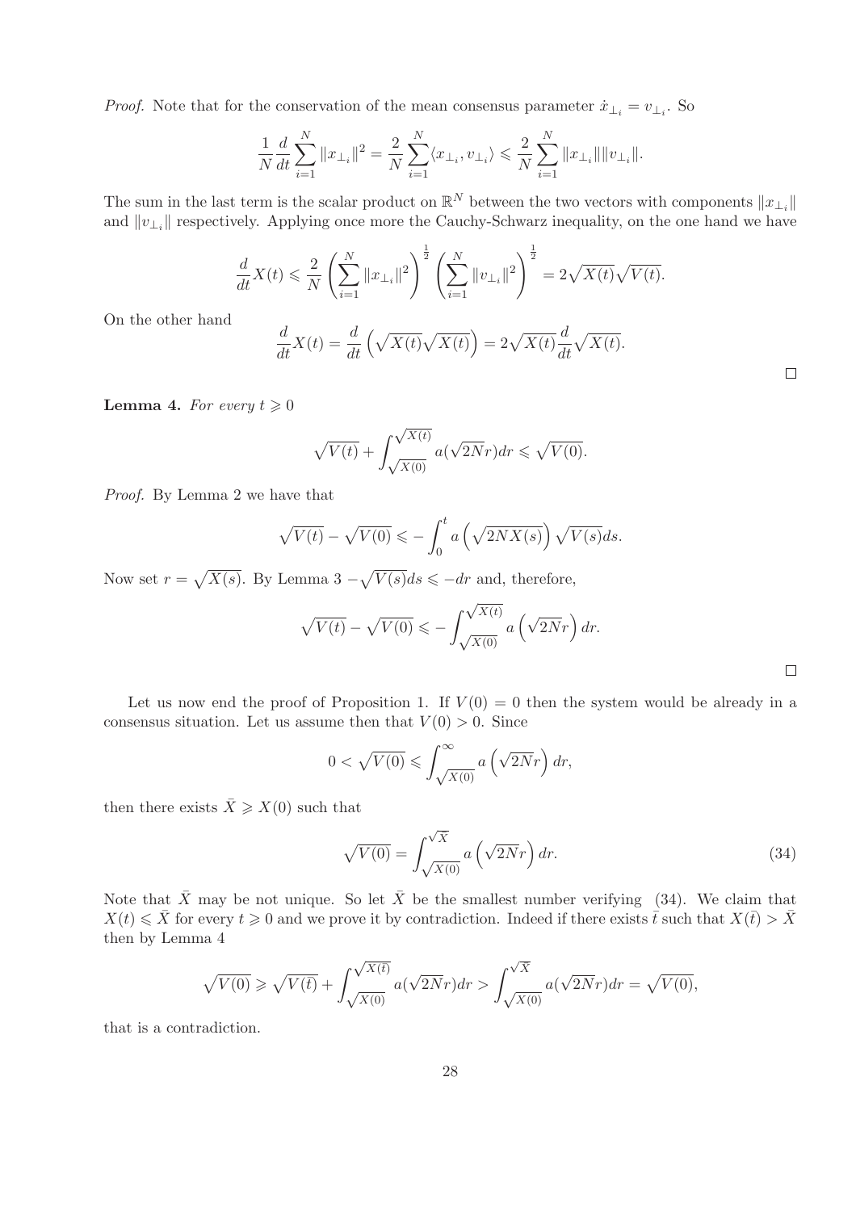*Proof.* Note that for the conservation of the mean consensus parameter $\dot{x}_{\perp_i} = v_{\perp_i}$. So

$$\frac{1}{N}\frac{d}{dt}\sum_{i=1}^{N}\|x_{\perp_i}\|^2 = \frac{2}{N}\sum_{i=1}^{N}\langle x_{\perp_i}, v_{\perp_i}\rangle \leqslant \frac{2}{N}\sum_{i=1}^{N}\|x_{\perp_i}\|\|v_{\perp_i}\|.$$

The sum in the last term is the scalar product on $\mathbb{R}^N$ between the two vectors with components $\|x_{\perp_i}\|$ and $\|v_{\perp_i}\|$ respectively. Applying once more the Cauchy-Schwarz inequality, on the one hand we have

$$\frac{d}{dt}X(t) \leqslant \frac{2}{N}\left(\sum_{i=1}^{N}\|x_{\perp_i}\|^2\right)^{\frac{1}{2}}\left(\sum_{i=1}^{N}\|v_{\perp_i}\|^2\right)^{\frac{1}{2}} = 2\sqrt{X(t)}\sqrt{V(t)}.$$

On the other hand

$$\frac{d}{dt}X(t) = \frac{d}{dt}\left(\sqrt{X(t)}\sqrt{X(t)}\right) = 2\sqrt{X(t)}\frac{d}{dt}\sqrt{X(t)}.$$

□

**Lemma 4.** *For every* $t \geqslant 0$

$$\sqrt{V(t)} + \int_{\sqrt{X(0)}}^{\sqrt{X(t)}} a(\sqrt{2N}r)dr \leqslant \sqrt{V(0)}.$$

*Proof.* By Lemma 2 we have that

$$\sqrt{V(t)} - \sqrt{V(0)} \leqslant -\int_0^t a\left(\sqrt{2NX(s)}\right)\sqrt{V(s)}ds.$$

Now set $r = \sqrt{X(s)}$. By Lemma 3 $-\sqrt{V(s)}ds \leqslant -dr$ and, therefore,

$$\sqrt{V(t)} - \sqrt{V(0)} \leqslant -\int_{\sqrt{X(0)}}^{\sqrt{X(t)}} a\left(\sqrt{2N}r\right)dr.$$

□

Let us now end the proof of Proposition 1. If $V(0) = 0$ then the system would be already in a consensus situation. Let us assume then that $V(0) > 0$. Since

$$0 < \sqrt{V(0)} \leqslant \int_{\sqrt{X(0)}}^{\infty} a\left(\sqrt{2N}r\right)dr,$$

then there exists $\bar{X} \geqslant X(0)$ such that

$$\sqrt{V(0)} = \int_{\sqrt{X(0)}}^{\sqrt{\bar{X}}} a\left(\sqrt{2N}r\right)dr. \tag{34}$$

Note that $\bar{X}$ may be not unique. So let $\bar{X}$ be the smallest number verifying (34). We claim that $X(t) \leqslant \bar{X}$ for every $t \geqslant 0$ and we prove it by contradiction. Indeed if there exists $\bar{t}$ such that $X(\bar{t}) > \bar{X}$ then by Lemma 4

$$\sqrt{V(0)} \geqslant \sqrt{V(\bar{t})} + \int_{\sqrt{X(0)}}^{\sqrt{X(\bar{t})}} a(\sqrt{2N}r)dr > \int_{\sqrt{X(0)}}^{\sqrt{\bar{X}}} a(\sqrt{2N}r)dr = \sqrt{V(0)},$$

that is a contradiction.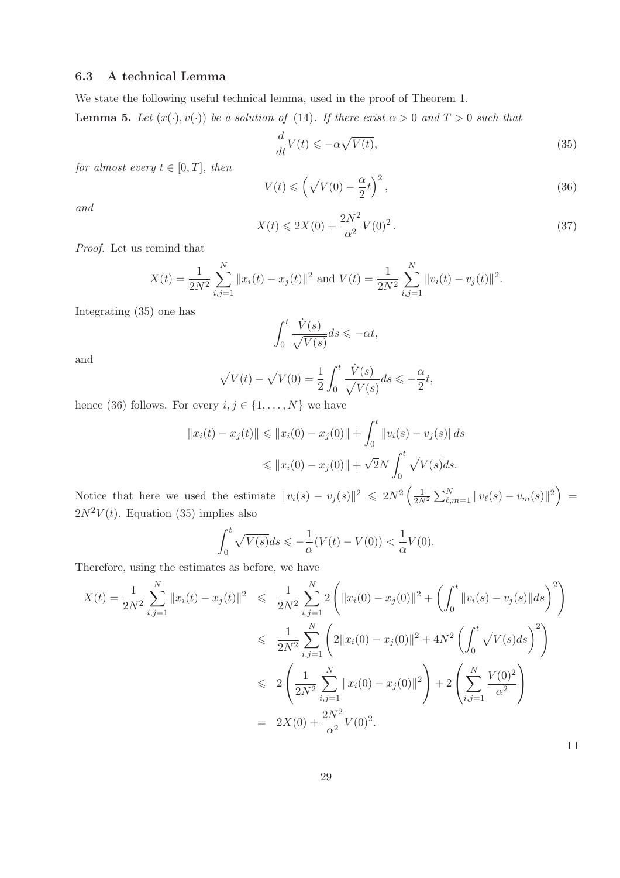### 6.3 A technical Lemma

We state the following useful technical lemma, used in the proof of Theorem 1.

**Lemma 5.** *Let $(x(\cdot), v(\cdot))$ be a solution of (14). If there exist $\alpha > 0$ and $T > 0$ such that*

$$\frac{d}{dt}V(t) \leqslant -\alpha\sqrt{V(t)}, \tag{35}$$

*for almost every $t \in [0, T]$, then*

$$V(t) \leqslant \left(\sqrt{V(0)} - \frac{\alpha}{2}t\right)^2, \tag{36}$$

*and*

$$X(t) \leqslant 2X(0) + \frac{2N^2}{\alpha^2}V(0)^2. \tag{37}$$

*Proof.* Let us remind that

$$X(t) = \frac{1}{2N^2}\sum_{i,j=1}^{N}\|x_i(t) - x_j(t)\|^2 \text{ and } V(t) = \frac{1}{2N^2}\sum_{i,j=1}^{N}\|v_i(t) - v_j(t)\|^2.$$

Integrating (35) one has

$$\int_0^t \frac{\dot{V}(s)}{\sqrt{V(s)}}ds \leqslant -\alpha t,$$

and

$$\sqrt{V(t)} - \sqrt{V(0)} = \frac{1}{2}\int_0^t \frac{\dot{V}(s)}{\sqrt{V(s)}}ds \leqslant -\frac{\alpha}{2}t,$$

hence (36) follows. For every $i, j \in \{1, \ldots, N\}$ we have

$$\begin{aligned}
\|x_i(t) - x_j(t)\| &\leqslant \|x_i(0) - x_j(0)\| + \int_0^t \|v_i(s) - v_j(s)\|ds \\
&\leqslant \|x_i(0) - x_j(0)\| + \sqrt{2}N\int_0^t \sqrt{V(s)}ds.
\end{aligned}$$

Notice that here we used the estimate $\|v_i(s) - v_j(s)\|^2 \leqslant 2N^2\left(\frac{1}{2N^2}\sum_{\ell,m=1}^{N}\|v_\ell(s) - v_m(s)\|^2\right) = 2N^2V(t)$. Equation (35) implies also

$$\int_0^t \sqrt{V(s)}ds \leqslant -\frac{1}{\alpha}(V(t) - V(0)) < \frac{1}{\alpha}V(0).$$

Therefore, using the estimates as before, we have

$$\begin{aligned}
X(t) = \frac{1}{2N^2}\sum_{i,j=1}^{N}\|x_i(t) - x_j(t)\|^2 &\leqslant \frac{1}{2N^2}\sum_{i,j=1}^{N}2\left(\|x_i(0) - x_j(0)\|^2 + \left(\int_0^t \|v_i(s) - v_j(s)\|ds\right)^2\right) \\
&\leqslant \frac{1}{2N^2}\sum_{i,j=1}^{N}\left(2\|x_i(0) - x_j(0)\|^2 + 4N^2\left(\int_0^t \sqrt{V(s)}ds\right)^2\right) \\
&\leqslant 2\left(\frac{1}{2N^2}\sum_{i,j=1}^{N}\|x_i(0) - x_j(0)\|^2\right) + 2\left(\sum_{i,j=1}^{N}\frac{V(0)^2}{\alpha^2}\right) \\
&= 2X(0) + \frac{2N^2}{\alpha^2}V(0)^2.
\end{aligned}$$

$\square$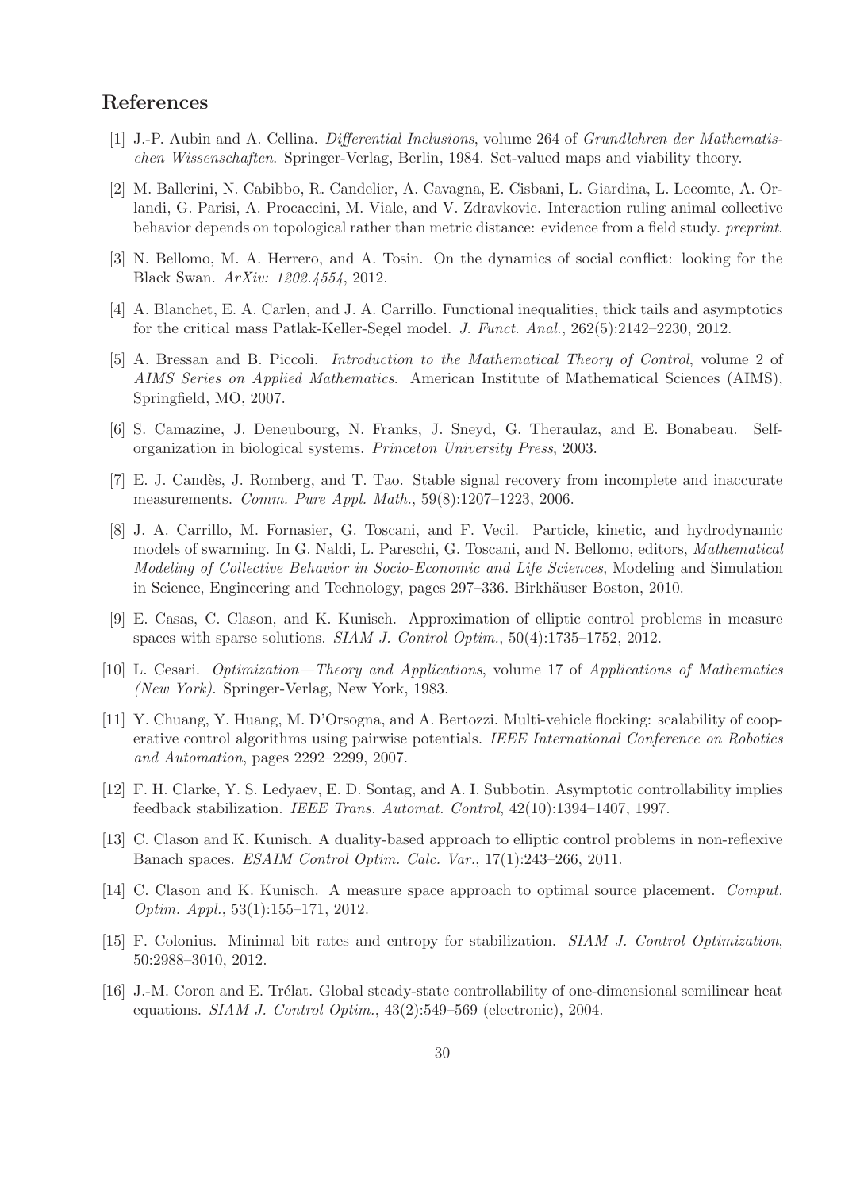## References

[1] J.-P. Aubin and A. Cellina. *Differential Inclusions*, volume 264 of *Grundlehren der Mathematischen Wissenschaften*. Springer-Verlag, Berlin, 1984. Set-valued maps and viability theory.

[2] M. Ballerini, N. Cabibbo, R. Candelier, A. Cavagna, E. Cisbani, L. Giardina, L. Lecomte, A. Orlandi, G. Parisi, A. Procaccini, M. Viale, and V. Zdravkovic. Interaction ruling animal collective behavior depends on topological rather than metric distance: evidence from a field study. *preprint*.

[3] N. Bellomo, M. A. Herrero, and A. Tosin. On the dynamics of social conflict: looking for the Black Swan. *ArXiv: 1202.4554*, 2012.

[4] A. Blanchet, E. A. Carlen, and J. A. Carrillo. Functional inequalities, thick tails and asymptotics for the critical mass Patlak-Keller-Segel model. *J. Funct. Anal.*, 262(5):2142–2230, 2012.

[5] A. Bressan and B. Piccoli. *Introduction to the Mathematical Theory of Control*, volume 2 of *AIMS Series on Applied Mathematics*. American Institute of Mathematical Sciences (AIMS), Springfield, MO, 2007.

[6] S. Camazine, J. Deneubourg, N. Franks, J. Sneyd, G. Theraulaz, and E. Bonabeau. Self-organization in biological systems. *Princeton University Press*, 2003.

[7] E. J. Candès, J. Romberg, and T. Tao. Stable signal recovery from incomplete and inaccurate measurements. *Comm. Pure Appl. Math.*, 59(8):1207–1223, 2006.

[8] J. A. Carrillo, M. Fornasier, G. Toscani, and F. Vecil. Particle, kinetic, and hydrodynamic models of swarming. In G. Naldi, L. Pareschi, G. Toscani, and N. Bellomo, editors, *Mathematical Modeling of Collective Behavior in Socio-Economic and Life Sciences*, Modeling and Simulation in Science, Engineering and Technology, pages 297–336. Birkhäuser Boston, 2010.

[9] E. Casas, C. Clason, and K. Kunisch. Approximation of elliptic control problems in measure spaces with sparse solutions. *SIAM J. Control Optim.*, 50(4):1735–1752, 2012.

[10] L. Cesari. *Optimization—Theory and Applications*, volume 17 of *Applications of Mathematics (New York)*. Springer-Verlag, New York, 1983.

[11] Y. Chuang, Y. Huang, M. D'Orsogna, and A. Bertozzi. Multi-vehicle flocking: scalability of cooperative control algorithms using pairwise potentials. *IEEE International Conference on Robotics and Automation*, pages 2292–2299, 2007.

[12] F. H. Clarke, Y. S. Ledyaev, E. D. Sontag, and A. I. Subbotin. Asymptotic controllability implies feedback stabilization. *IEEE Trans. Automat. Control*, 42(10):1394–1407, 1997.

[13] C. Clason and K. Kunisch. A duality-based approach to elliptic control problems in non-reflexive Banach spaces. *ESAIM Control Optim. Calc. Var.*, 17(1):243–266, 2011.

[14] C. Clason and K. Kunisch. A measure space approach to optimal source placement. *Comput. Optim. Appl.*, 53(1):155–171, 2012.

[15] F. Colonius. Minimal bit rates and entropy for stabilization. *SIAM J. Control Optimization*, 50:2988–3010, 2012.

[16] J.-M. Coron and E. Trélat. Global steady-state controllability of one-dimensional semilinear heat equations. *SIAM J. Control Optim.*, 43(2):549–569 (electronic), 2004.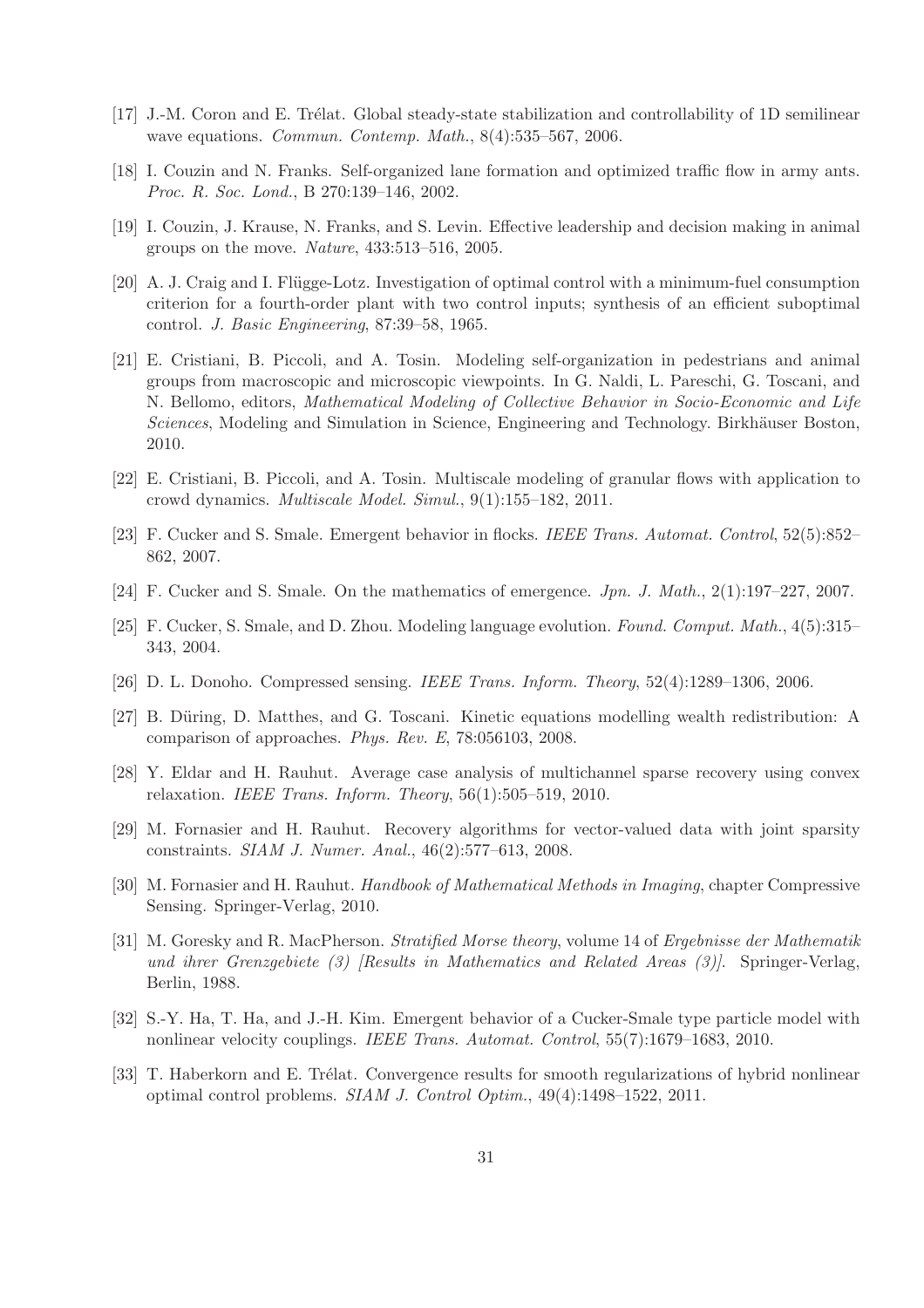[17] J.-M. Coron and E. Trélat. Global steady-state stabilization and controllability of 1D semilinear wave equations. *Commun. Contemp. Math.*, 8(4):535–567, 2006.

[18] I. Couzin and N. Franks. Self-organized lane formation and optimized traffic flow in army ants. *Proc. R. Soc. Lond.*, B 270:139–146, 2002.

[19] I. Couzin, J. Krause, N. Franks, and S. Levin. Effective leadership and decision making in animal groups on the move. *Nature*, 433:513–516, 2005.

[20] A. J. Craig and I. Flügge-Lotz. Investigation of optimal control with a minimum-fuel consumption criterion for a fourth-order plant with two control inputs; synthesis of an efficient suboptimal control. *J. Basic Engineering*, 87:39–58, 1965.

[21] E. Cristiani, B. Piccoli, and A. Tosin. Modeling self-organization in pedestrians and animal groups from macroscopic and microscopic viewpoints. In G. Naldi, L. Pareschi, G. Toscani, and N. Bellomo, editors, *Mathematical Modeling of Collective Behavior in Socio-Economic and Life Sciences*, Modeling and Simulation in Science, Engineering and Technology. Birkhäuser Boston, 2010.

[22] E. Cristiani, B. Piccoli, and A. Tosin. Multiscale modeling of granular flows with application to crowd dynamics. *Multiscale Model. Simul.*, 9(1):155–182, 2011.

[23] F. Cucker and S. Smale. Emergent behavior in flocks. *IEEE Trans. Automat. Control*, 52(5):852–862, 2007.

[24] F. Cucker and S. Smale. On the mathematics of emergence. *Jpn. J. Math.*, 2(1):197–227, 2007.

[25] F. Cucker, S. Smale, and D. Zhou. Modeling language evolution. *Found. Comput. Math.*, 4(5):315–343, 2004.

[26] D. L. Donoho. Compressed sensing. *IEEE Trans. Inform. Theory*, 52(4):1289–1306, 2006.

[27] B. Düring, D. Matthes, and G. Toscani. Kinetic equations modelling wealth redistribution: A comparison of approaches. *Phys. Rev. E*, 78:056103, 2008.

[28] Y. Eldar and H. Rauhut. Average case analysis of multichannel sparse recovery using convex relaxation. *IEEE Trans. Inform. Theory*, 56(1):505–519, 2010.

[29] M. Fornasier and H. Rauhut. Recovery algorithms for vector-valued data with joint sparsity constraints. *SIAM J. Numer. Anal.*, 46(2):577–613, 2008.

[30] M. Fornasier and H. Rauhut. *Handbook of Mathematical Methods in Imaging*, chapter Compressive Sensing. Springer-Verlag, 2010.

[31] M. Goresky and R. MacPherson. *Stratified Morse theory*, volume 14 of *Ergebnisse der Mathematik und ihrer Grenzgebiete (3) [Results in Mathematics and Related Areas (3)]*. Springer-Verlag, Berlin, 1988.

[32] S.-Y. Ha, T. Ha, and J.-H. Kim. Emergent behavior of a Cucker-Smale type particle model with nonlinear velocity couplings. *IEEE Trans. Automat. Control*, 55(7):1679–1683, 2010.

[33] T. Haberkorn and E. Trélat. Convergence results for smooth regularizations of hybrid nonlinear optimal control problems. *SIAM J. Control Optim.*, 49(4):1498–1522, 2011.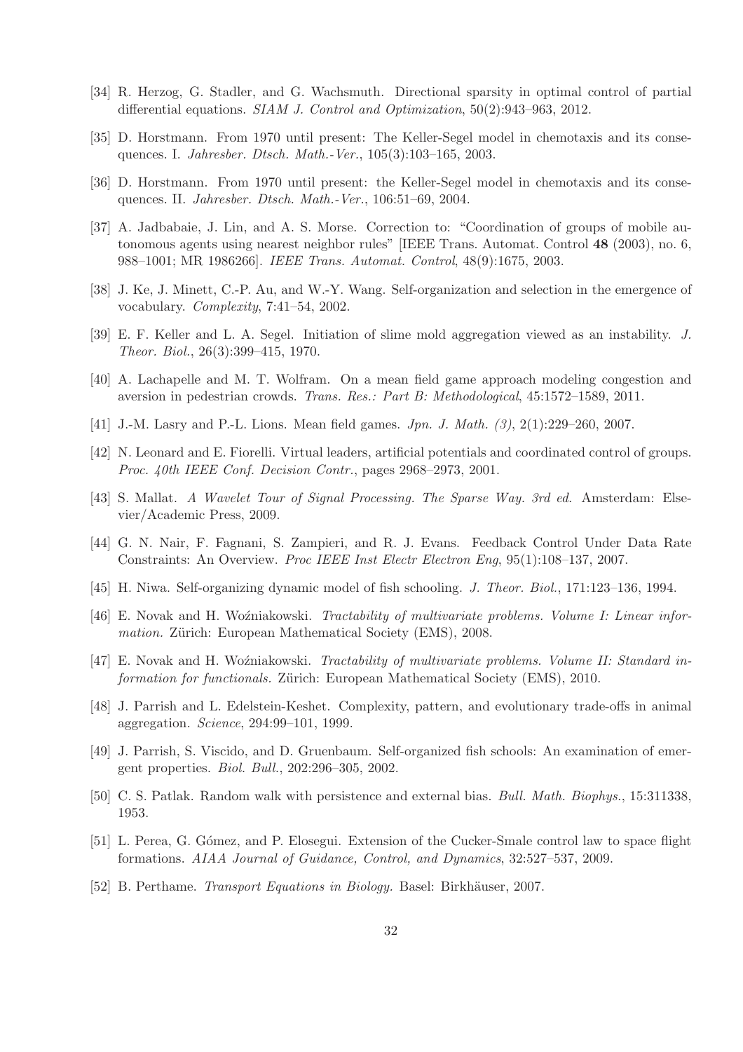[34] R. Herzog, G. Stadler, and G. Wachsmuth. Directional sparsity in optimal control of partial differential equations. *SIAM J. Control and Optimization*, 50(2):943–963, 2012.

[35] D. Horstmann. From 1970 until present: The Keller-Segel model in chemotaxis and its consequences. I. *Jahresber. Dtsch. Math.-Ver.*, 105(3):103–165, 2003.

[36] D. Horstmann. From 1970 until present: the Keller-Segel model in chemotaxis and its consequences. II. *Jahresber. Dtsch. Math.-Ver.*, 106:51–69, 2004.

[37] A. Jadbabaie, J. Lin, and A. S. Morse. Correction to: "Coordination of groups of mobile autonomous agents using nearest neighbor rules" [IEEE Trans. Automat. Control **48** (2003), no. 6, 988–1001; MR 1986266]. *IEEE Trans. Automat. Control*, 48(9):1675, 2003.

[38] J. Ke, J. Minett, C.-P. Au, and W.-Y. Wang. Self-organization and selection in the emergence of vocabulary. *Complexity*, 7:41–54, 2002.

[39] E. F. Keller and L. A. Segel. Initiation of slime mold aggregation viewed as an instability. *J. Theor. Biol.*, 26(3):399–415, 1970.

[40] A. Lachapelle and M. T. Wolfram. On a mean field game approach modeling congestion and aversion in pedestrian crowds. *Trans. Res.: Part B: Methodological*, 45:1572–1589, 2011.

[41] J.-M. Lasry and P.-L. Lions. Mean field games. *Jpn. J. Math. (3)*, 2(1):229–260, 2007.

[42] N. Leonard and E. Fiorelli. Virtual leaders, artificial potentials and coordinated control of groups. *Proc. 40th IEEE Conf. Decision Contr.*, pages 2968–2973, 2001.

[43] S. Mallat. *A Wavelet Tour of Signal Processing. The Sparse Way. 3rd ed.* Amsterdam: Elsevier/Academic Press, 2009.

[44] G. N. Nair, F. Fagnani, S. Zampieri, and R. J. Evans. Feedback Control Under Data Rate Constraints: An Overview. *Proc IEEE Inst Electr Electron Eng*, 95(1):108–137, 2007.

[45] H. Niwa. Self-organizing dynamic model of fish schooling. *J. Theor. Biol.*, 171:123–136, 1994.

[46] E. Novak and H. Woźniakowski. *Tractability of multivariate problems. Volume I: Linear information.* Zürich: European Mathematical Society (EMS), 2008.

[47] E. Novak and H. Woźniakowski. *Tractability of multivariate problems. Volume II: Standard information for functionals.* Zürich: European Mathematical Society (EMS), 2010.

[48] J. Parrish and L. Edelstein-Keshet. Complexity, pattern, and evolutionary trade-offs in animal aggregation. *Science*, 294:99–101, 1999.

[49] J. Parrish, S. Viscido, and D. Gruenbaum. Self-organized fish schools: An examination of emergent properties. *Biol. Bull.*, 202:296–305, 2002.

[50] C. S. Patlak. Random walk with persistence and external bias. *Bull. Math. Biophys.*, 15:311338, 1953.

[51] L. Perea, G. Gómez, and P. Elosegui. Extension of the Cucker-Smale control law to space flight formations. *AIAA Journal of Guidance, Control, and Dynamics*, 32:527–537, 2009.

[52] B. Perthame. *Transport Equations in Biology.* Basel: Birkhäuser, 2007.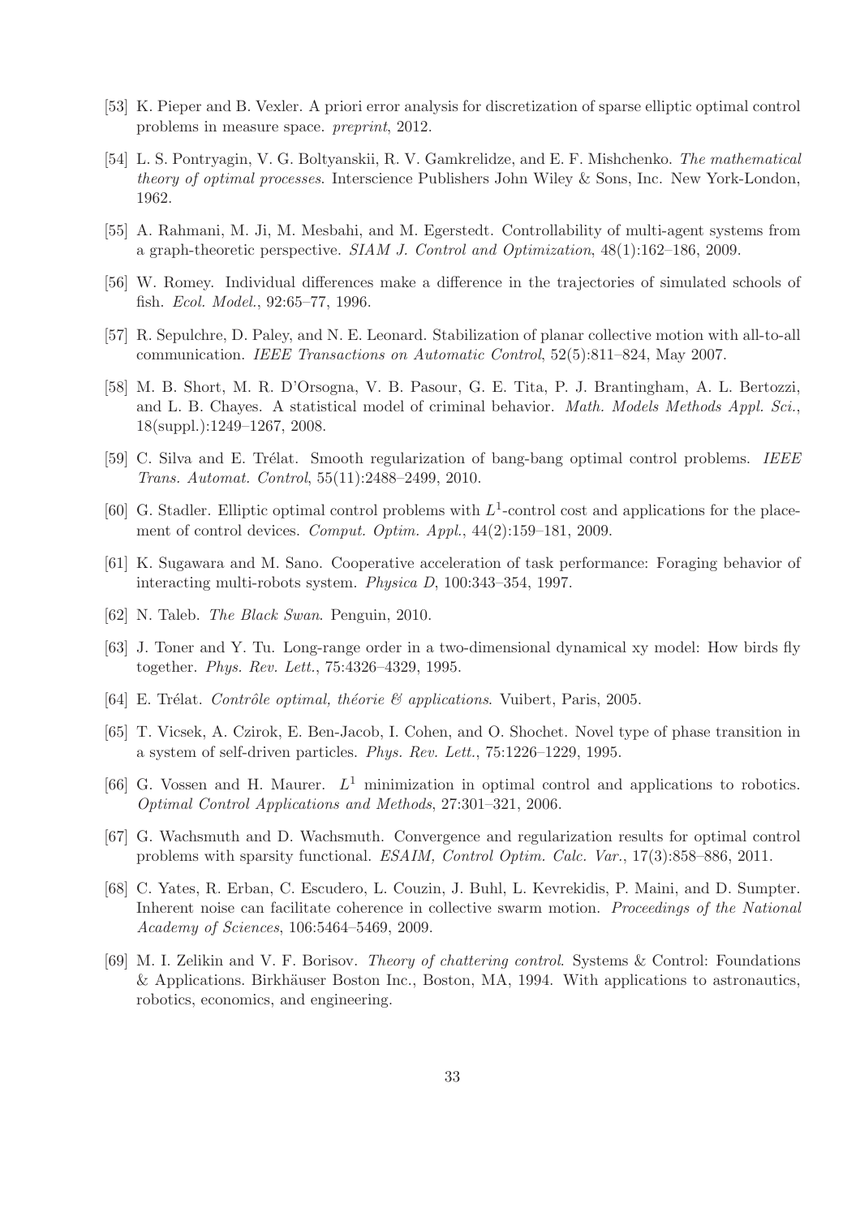[53] K. Pieper and B. Vexler. A priori error analysis for discretization of sparse elliptic optimal control problems in measure space. *preprint*, 2012.

[54] L. S. Pontryagin, V. G. Boltyanskii, R. V. Gamkrelidze, and E. F. Mishchenko. *The mathematical theory of optimal processes*. Interscience Publishers John Wiley & Sons, Inc. New York-London, 1962.

[55] A. Rahmani, M. Ji, M. Mesbahi, and M. Egerstedt. Controllability of multi-agent systems from a graph-theoretic perspective. *SIAM J. Control and Optimization*, 48(1):162–186, 2009.

[56] W. Romey. Individual differences make a difference in the trajectories of simulated schools of fish. *Ecol. Model.*, 92:65–77, 1996.

[57] R. Sepulchre, D. Paley, and N. E. Leonard. Stabilization of planar collective motion with all-to-all communication. *IEEE Transactions on Automatic Control*, 52(5):811–824, May 2007.

[58] M. B. Short, M. R. D'Orsogna, V. B. Pasour, G. E. Tita, P. J. Brantingham, A. L. Bertozzi, and L. B. Chayes. A statistical model of criminal behavior. *Math. Models Methods Appl. Sci.*, 18(suppl.):1249–1267, 2008.

[59] C. Silva and E. Trélat. Smooth regularization of bang-bang optimal control problems. *IEEE Trans. Automat. Control*, 55(11):2488–2499, 2010.

[60] G. Stadler. Elliptic optimal control problems with $L^1$-control cost and applications for the placement of control devices. *Comput. Optim. Appl.*, 44(2):159–181, 2009.

[61] K. Sugawara and M. Sano. Cooperative acceleration of task performance: Foraging behavior of interacting multi-robots system. *Physica D*, 100:343–354, 1997.

[62] N. Taleb. *The Black Swan*. Penguin, 2010.

[63] J. Toner and Y. Tu. Long-range order in a two-dimensional dynamical xy model: How birds fly together. *Phys. Rev. Lett.*, 75:4326–4329, 1995.

[64] E. Trélat. *Contrôle optimal, théorie & applications*. Vuibert, Paris, 2005.

[65] T. Vicsek, A. Czirok, E. Ben-Jacob, I. Cohen, and O. Shochet. Novel type of phase transition in a system of self-driven particles. *Phys. Rev. Lett.*, 75:1226–1229, 1995.

[66] G. Vossen and H. Maurer. $L^1$ minimization in optimal control and applications to robotics. *Optimal Control Applications and Methods*, 27:301–321, 2006.

[67] G. Wachsmuth and D. Wachsmuth. Convergence and regularization results for optimal control problems with sparsity functional. *ESAIM, Control Optim. Calc. Var.*, 17(3):858–886, 2011.

[68] C. Yates, R. Erban, C. Escudero, L. Couzin, J. Buhl, L. Kevrekidis, P. Maini, and D. Sumpter. Inherent noise can facilitate coherence in collective swarm motion. *Proceedings of the National Academy of Sciences*, 106:5464–5469, 2009.

[69] M. I. Zelikin and V. F. Borisov. *Theory of chattering control*. Systems & Control: Foundations & Applications. Birkhäuser Boston Inc., Boston, MA, 1994. With applications to astronautics, robotics, economics, and engineering.